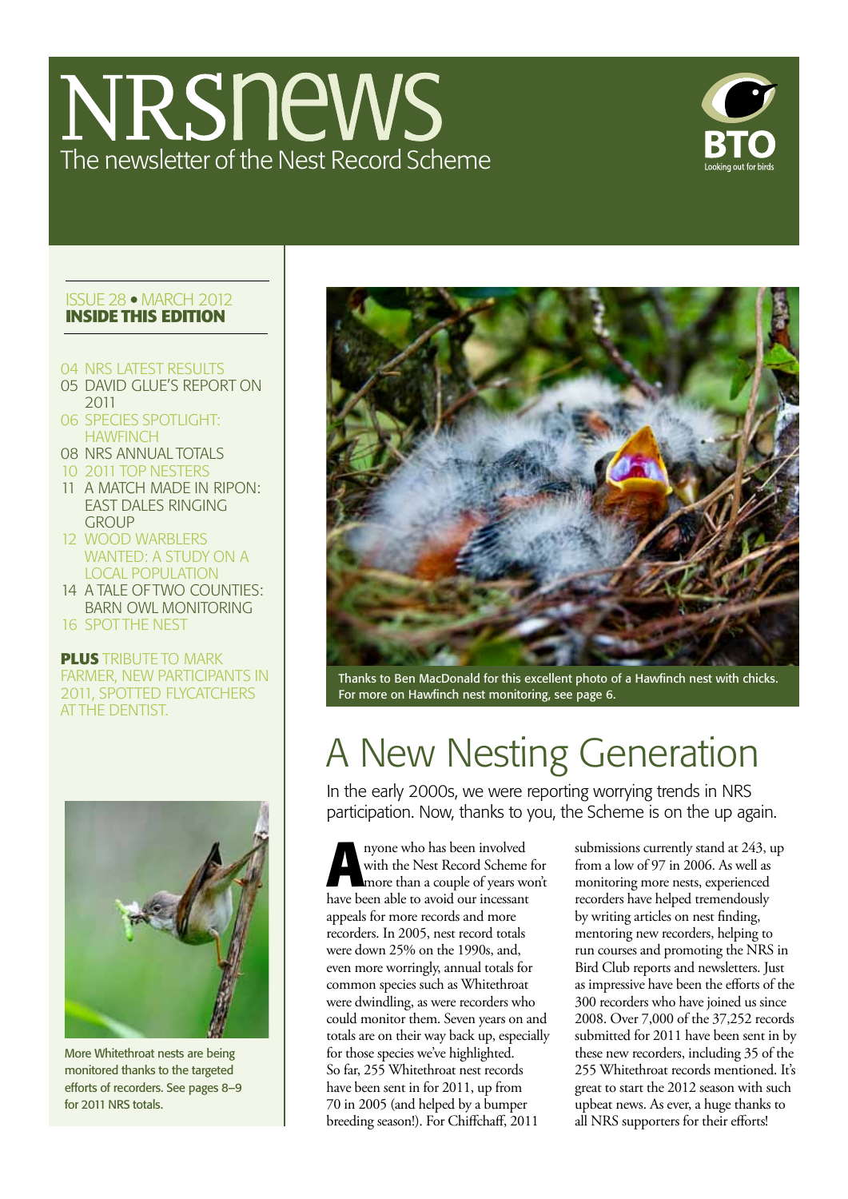# NRSnews

The newsletter of the Nest Record Scheme

BTO Looking out for birds

ISSUE 28 • MARCH 2012
**INSIDE THIS EDITION**

- 04 NRS LATEST RESULTS
- 05 DAVID GLUE'S REPORT ON 2011
- 06 SPECIES SPOTLIGHT: HAWFINCH
- 08 NRS ANNUAL TOTALS
- 10 2011 TOP NESTERS
- 11 A MATCH MADE IN RIPON: EAST DALES RINGING GROUP
- 12 WOOD WARBLERS WANTED: A STUDY ON A LOCAL POPULATION
- 14 A TALE OF TWO COUNTIES: BARN OWL MONITORING
- 16 SPOT THE NEST

**PLUS** TRIBUTE TO MARK FARMER, NEW PARTICIPANTS IN 2011, SPOTTED FLYCATCHERS AT THE DENTIST.

More Whitethroat nests are being monitored thanks to the targeted efforts of recorders. See pages 8–9 for 2011 NRS totals.

Thanks to Ben MacDonald for this excellent photo of a Hawfinch nest with chicks. For more on Hawfinch nest monitoring, see page 6.

# A New Nesting Generation

In the early 2000s, we were reporting worrying trends in NRS participation. Now, thanks to you, the Scheme is on the up again.

Anyone who has been involved with the Nest Record Scheme for more than a couple of years won't have been able to avoid our incessant appeals for more records and more recorders. In 2005, nest record totals were down 25% on the 1990s, and, even more worryingly, annual totals for common species such as Whitethroat were dwindling, as were recorders who could monitor them. Seven years on and totals are on their way back up, especially for those species we've highlighted. So far, 255 Whitethroat nest records have been sent in for 2011, up from 70 in 2005 (and helped by a bumper breeding season!). For Chiffchaff, 2011 submissions currently stand at 243, up from a low of 97 in 2006. As well as monitoring more nests, experienced recorders have helped tremendously by writing articles on nest finding, mentoring new recorders, helping to run courses and promoting the NRS in Bird Club reports and newsletters. Just as impressive have been the efforts of the 300 recorders who have joined us since 2008. Over 7,000 of the 37,252 records submitted for 2011 have been sent in by these new recorders, including 35 of the 255 Whitethroat records mentioned. It's great to start the 2012 season with such upbeat news. As ever, a huge thanks to all NRS supporters for their efforts!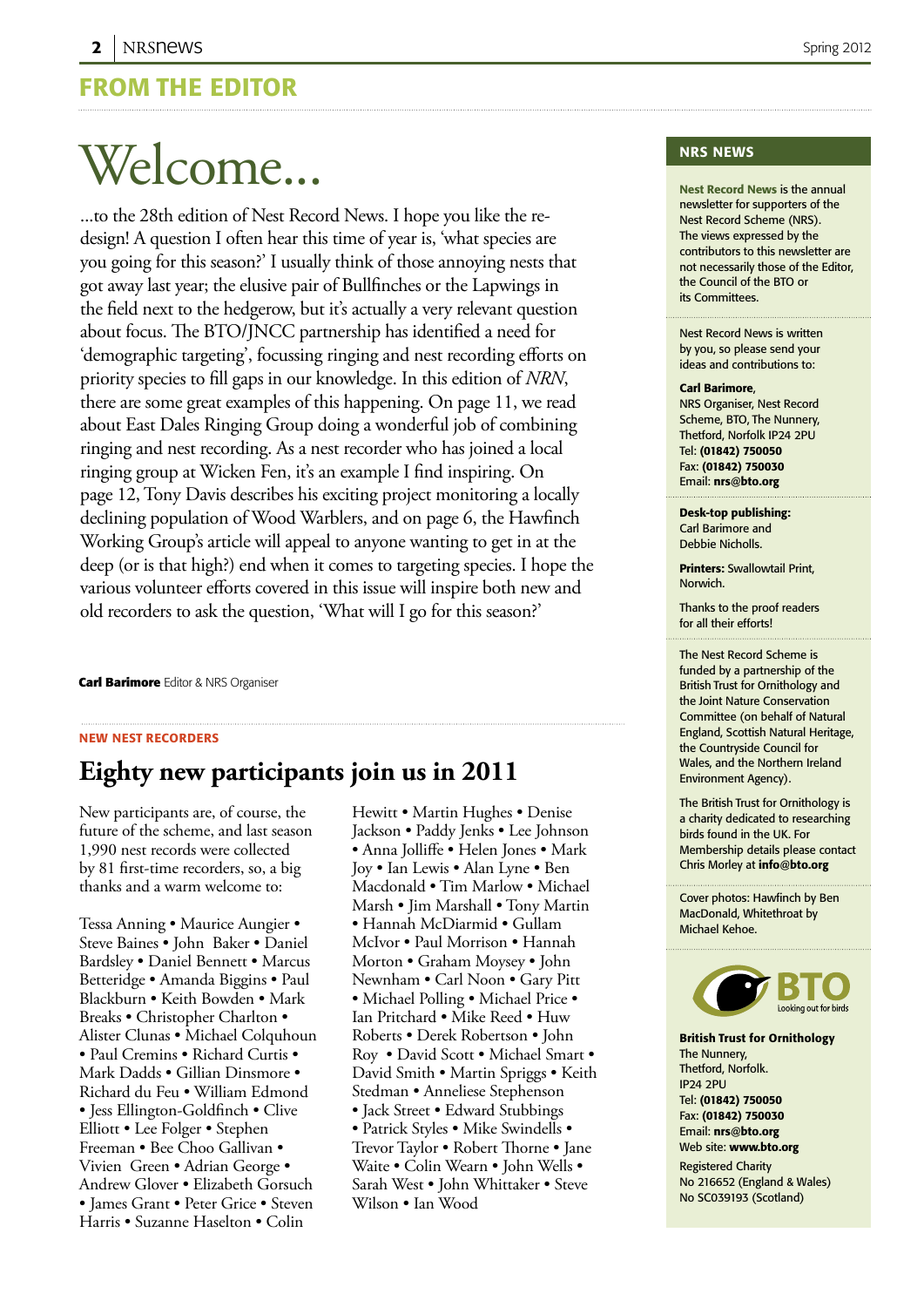## FROM THE EDITOR

# Welcome...

...to the 28th edition of Nest Record News. I hope you like the re-design! A question I often hear this time of year is, 'what species are you going for this season?' I usually think of those annoying nests that got away last year; the elusive pair of Bullfinches or the Lapwings in the field next to the hedgerow, but it's actually a very relevant question about focus. The BTO/JNCC partnership has identified a need for 'demographic targeting', focussing ringing and nest recording efforts on priority species to fill gaps in our knowledge. In this edition of *NRN*, there are some great examples of this happening. On page 11, we read about East Dales Ringing Group doing a wonderful job of combining ringing and nest recording. As a nest recorder who has joined a local ringing group at Wicken Fen, it's an example I find inspiring. On page 12, Tony Davis describes his exciting project monitoring a locally declining population of Wood Warblers, and on page 6, the Hawfinch Working Group's article will appeal to anyone wanting to get in at the deep (or is that high?) end when it comes to targeting species. I hope the various volunteer efforts covered in this issue will inspire both new and old recorders to ask the question, 'What will I go for this season?'

**Carl Barimore** Editor & NRS Organiser

NEW NEST RECORDERS

## Eighty new participants join us in 2011

New participants are, of course, the future of the scheme, and last season 1,990 nest records were collected by 81 first-time recorders, so, a big thanks and a warm welcome to:

Tessa Anning • Maurice Aungier • Steve Baines • John Baker • Daniel Bardsley • Daniel Bennett • Marcus Betteridge • Amanda Biggins • Paul Blackburn • Keith Bowden • Mark Breaks • Christopher Charlton • Alister Clunas • Michael Colquhoun • Paul Cremins • Richard Curtis • Mark Dadds • Gillian Dinsmore • Richard du Feu • William Edmond • Jess Ellington-Goldfinch • Clive Elliott • Lee Folger • Stephen Freeman • Bee Choo Gallivan • Vivien Green • Adrian George • Andrew Glover • Elizabeth Gorsuch • James Grant • Peter Grice • Steven Harris • Suzanne Haselton • Colin Hewitt • Martin Hughes • Denise Jackson • Paddy Jenks • Lee Johnson • Anna Jolliffe • Helen Jones • Mark Joy • Ian Lewis • Alan Lyne • Ben Macdonald • Tim Marlow • Michael Marsh • Jim Marshall • Tony Martin • Hannah McDiarmid • Gullam McIvor • Paul Morrison • Hannah Morton • Graham Moysey • John Newnham • Carl Noon • Gary Pitt • Michael Polling • Michael Price • Ian Pritchard • Mike Reed • Huw Roberts • Derek Robertson • John Roy • David Scott • Michael Smart • David Smith • Martin Spriggs • Keith Stedman • Anneliese Stephenson • Jack Street • Edward Stubbings • Patrick Styles • Mike Swindells • Trevor Taylor • Robert Thorne • Jane Waite • Colin Wearn • John Wells • Sarah West • John Whittaker • Steve Wilson • Ian Wood

### NRS NEWS

**Nest Record News** is the annual newsletter for supporters of the Nest Record Scheme (NRS). The views expressed by the contributors to this newsletter are not necessarily those of the Editor, the Council of the BTO or its Committees.

Nest Record News is written by you, so please send your ideas and contributions to:

**Carl Barimore**,
NRS Organiser, Nest Record Scheme, BTO, The Nunnery, Thetford, Norfolk IP24 2PU
Tel: **(01842) 750050**
Fax: **(01842) 750030**
Email: **nrs@bto.org**

**Desk-top publishing:** Carl Barimore and Debbie Nicholls.

**Printers:** Swallowtail Print, Norwich.

Thanks to the proof readers for all their efforts!

The Nest Record Scheme is funded by a partnership of the British Trust for Ornithology and the Joint Nature Conservation Committee (on behalf of Natural England, Scottish Natural Heritage, the Countryside Council for Wales, and the Northern Ireland Environment Agency).

The British Trust for Ornithology is a charity dedicated to researching birds found in the UK. For Membership details please contact Chris Morley at **info@bto.org**

Cover photos: Hawfinch by Ben MacDonald, Whitethroat by Michael Kehoe.

BTO Looking out for birds

**British Trust for Ornithology**
The Nunnery,
Thetford, Norfolk.
IP24 2PU
Tel: **(01842) 750050**
Fax: **(01842) 750030**
Email: **nrs@bto.org**
Web site: **www.bto.org**

Registered Charity
No 216652 (England & Wales)
No SC039193 (Scotland)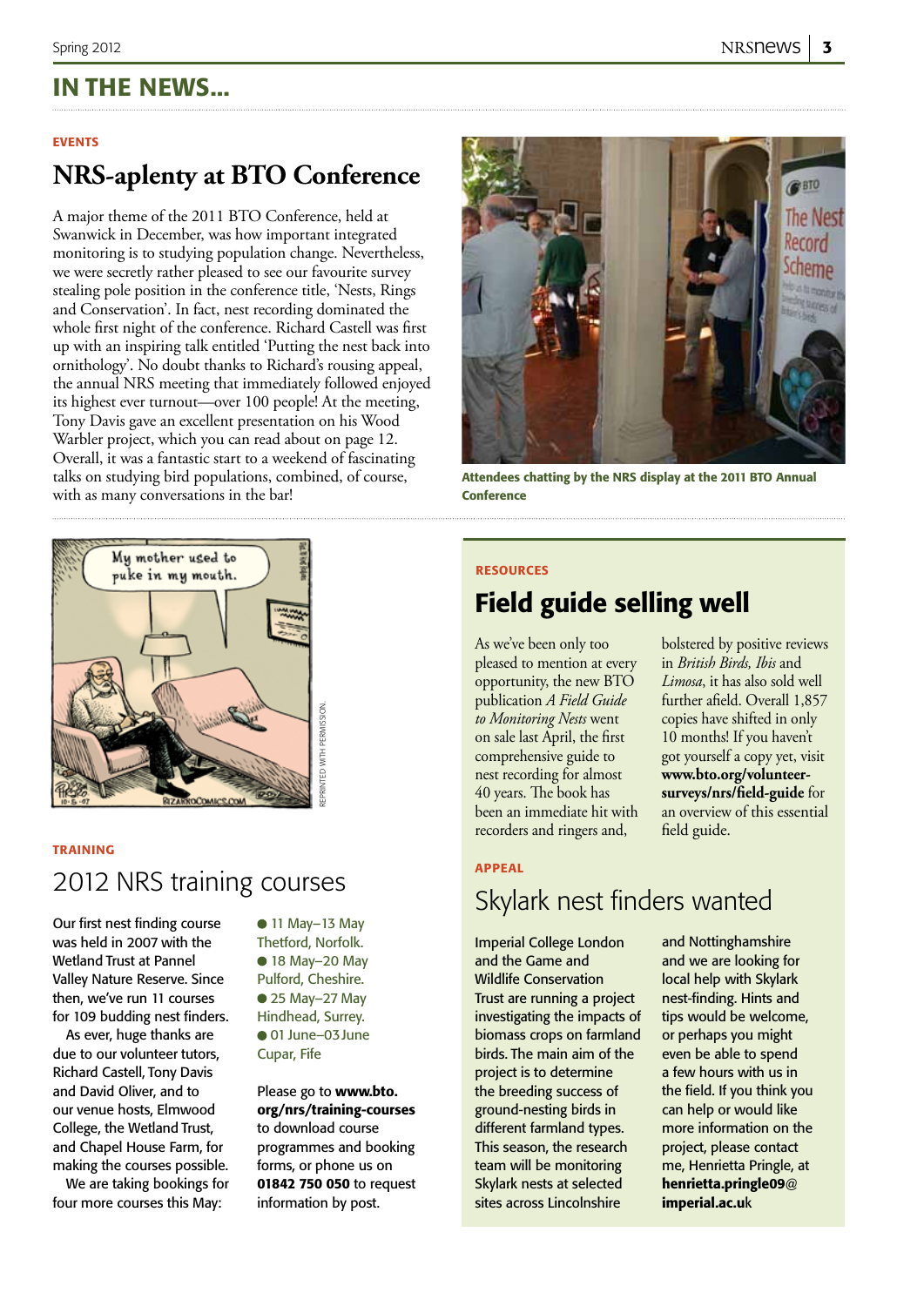# IN THE NEWS...

EVENTS

## NRS-aplenty at BTO Conference

A major theme of the 2011 BTO Conference, held at Swanwick in December, was how important integrated monitoring is to studying population change. Nevertheless, we were secretly rather pleased to see our favourite survey stealing pole position in the conference title, 'Nests, Rings and Conservation'. In fact, nest recording dominated the whole first night of the conference. Richard Castell was first up with an inspiring talk entitled 'Putting the nest back into ornithology'. No doubt thanks to Richard's rousing appeal, the annual NRS meeting that immediately followed enjoyed its highest ever turnout—over 100 people! At the meeting, Tony Davis gave an excellent presentation on his Wood Warbler project, which you can read about on page 12. Overall, it was a fantastic start to a weekend of fascinating talks on studying bird populations, combined, of course, with as many conversations in the bar!

Attendees chatting by the NRS display at the 2011 BTO Annual Conference

REPRINTED WITH PERMISSION.

TRAINING

## 2012 NRS training courses

Our first nest finding course was held in 2007 with the Wetland Trust at Pannel Valley Nature Reserve. Since then, we've run 11 courses for 109 budding nest finders.

As ever, huge thanks are due to our volunteer tutors, Richard Castell, Tony Davis and David Oliver, and to our venue hosts, Elmwood College, the Wetland Trust, and Chapel House Farm, for making the courses possible.

We are taking bookings for four more courses this May:

- 11 May–13 May Thetford, Norfolk.
- 18 May–20 May Pulford, Cheshire.
- 25 May–27 May Hindhead, Surrey.
- 01 June–03 June Cupar, Fife

Please go to **www.bto.org/nrs/training-courses** to download course programmes and booking forms, or phone us on **01842 750 050** to request information by post.

RESOURCES

## Field guide selling well

As we've been only too pleased to mention at every opportunity, the new BTO publication *A Field Guide to Monitoring Nests* went on sale last April, the first comprehensive guide to nest recording for almost 40 years. The book has been an immediate hit with recorders and ringers and, bolstered by positive reviews in *British Birds*, *Ibis* and *Limosa*, it has also sold well further afield. Overall 1,857 copies have shifted in only 10 months! If you haven't got yourself a copy yet, visit **www.bto.org/volunteer-surveys/nrs/field-guide** for an overview of this essential field guide.

APPEAL

## Skylark nest finders wanted

Imperial College London and the Game and Wildlife Conservation Trust are running a project investigating the impacts of biomass crops on farmland birds. The main aim of the project is to determine the breeding success of ground-nesting birds in different farmland types. This season, the research team will be monitoring Skylark nests at selected sites across Lincolnshire and Nottinghamshire and we are looking for local help with Skylark nest-finding. Hints and tips would be welcome, or perhaps you might even be able to spend a few hours with us in the field. If you think you can help or would like more information on the project, please contact me, Henrietta Pringle, at **henrietta.pringle09@imperial.ac.uk**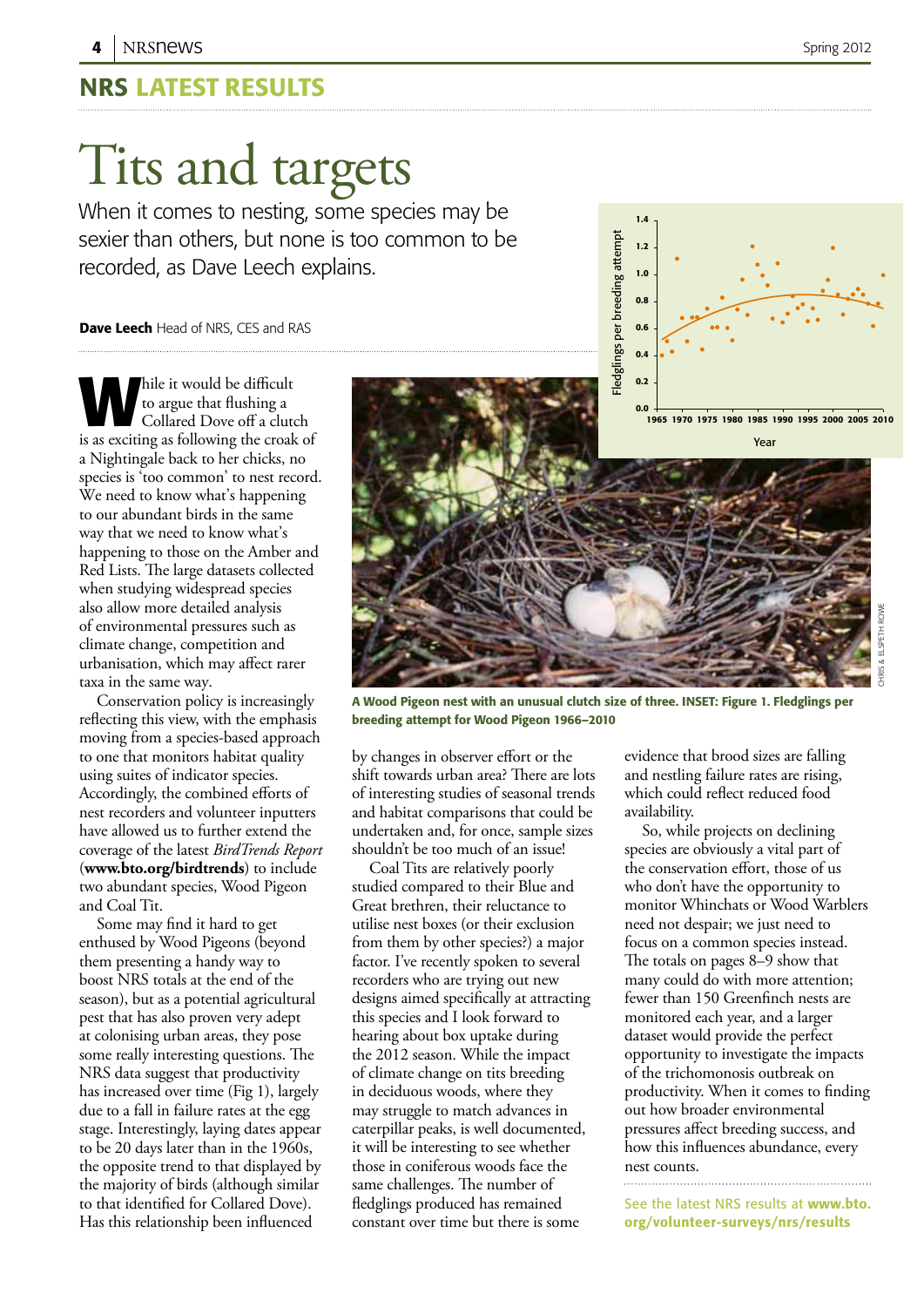## NRS LATEST RESULTS

# Tits and targets

When it comes to nesting, some species may be sexier than others, but none is too common to be recorded, as Dave Leech explains.

**Dave Leech** Head of NRS, CES and RAS

While it would be difficult to argue that flushing a Collared Dove off a clutch is as exciting as following the croak of a Nightingale back to her chicks, no species is 'too common' to nest record. We need to know what's happening to our abundant birds in the same way that we need to know what's happening to those on the Amber and Red Lists. The large datasets collected when studying widespread species also allow more detailed analysis of environmental pressures such as climate change, competition and urbanisation, which may affect rarer taxa in the same way.

Conservation policy is increasingly reflecting this view, with the emphasis moving from a species-based approach to one that monitors habitat quality using suites of indicator species. Accordingly, the combined efforts of nest recorders and volunteer inputters have allowed us to further extend the coverage of the latest *BirdTrends Report* (**www.bto.org/birdtrends**) to include two abundant species, Wood Pigeon and Coal Tit.

Some may find it hard to get enthused by Wood Pigeons (beyond them presenting a handy way to boost NRS totals at the end of the season), but as a potential agricultural pest that has also proven very adept at colonising urban areas, they pose some really interesting questions. The NRS data suggest that productivity has increased over time (Fig 1), largely due to a fall in failure rates at the egg stage. Interestingly, laying dates appear to be 20 days later than in the 1960s, the opposite trend to that displayed by the majority of birds (although similar to that identified for Collared Dove). Has this relationship been influenced by changes in observer effort or the shift towards urban area? There are lots of interesting studies of seasonal trends and habitat comparisons that could be undertaken and, for once, sample sizes shouldn't be too much of an issue!

Coal Tits are relatively poorly studied compared to their Blue and Great brethren, their reluctance to utilise nest boxes (or their exclusion from them by other species?) a major factor. I've recently spoken to several recorders who are trying out new designs aimed specifically at attracting this species and I look forward to hearing about box uptake during the 2012 season. While the impact of climate change on tits breeding in deciduous woods, where they may struggle to match advances in caterpillar peaks, is well documented, it will be interesting to see whether those in coniferous woods face the same challenges. The number of fledglings produced has remained constant over time but there is some evidence that brood sizes are falling and nestling failure rates are rising, which could reflect reduced food availability.

So, while projects on declining species are obviously a vital part of the conservation effort, those of us who don't have the opportunity to monitor Whinchats or Wood Warblers need not despair; we just need to focus on a common species instead. The totals on pages 8–9 show that many could do with more attention; fewer than 150 Greenfinch nests are monitored each year, and a larger dataset would provide the perfect opportunity to investigate the impacts of the trichomonosis outbreak on productivity. When it comes to finding out how broader environmental pressures affect breeding success, and how this influences abundance, every nest counts.

**A Wood Pigeon nest with an unusual clutch size of three. INSET: Figure 1. Fledglings per breeding attempt for Wood Pigeon 1966–2010**

See the latest NRS results at **www.bto.org/volunteer-surveys/nrs/results**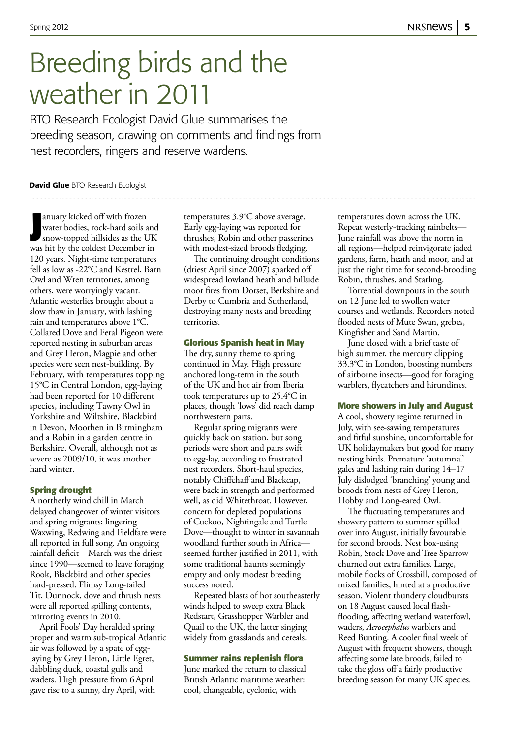# Breeding birds and the weather in 2011

BTO Research Ecologist David Glue summarises the breeding season, drawing on comments and findings from nest recorders, ringers and reserve wardens.

**David Glue** BTO Research Ecologist

January kicked off with frozen water bodies, rock-hard soils and snow-topped hillsides as the UK was hit by the coldest December in 120 years. Night-time temperatures fell as low as -22°C and Kestrel, Barn Owl and Wren territories, among others, were worryingly vacant. Atlantic westerlies brought about a slow thaw in January, with lashing rain and temperatures above 1°C. Collared Dove and Feral Pigeon were reported nesting in suburban areas and Grey Heron, Magpie and other species were seen nest-building. By February, with temperatures topping 15°C in Central London, egg-laying had been reported for 10 different species, including Tawny Owl in Yorkshire and Wiltshire, Blackbird in Devon, Moorhen in Birmingham and a Robin in a garden centre in Berkshire. Overall, although not as severe as 2009/10, it was another hard winter.

### Spring drought

A northerly wind chill in March delayed changeover of winter visitors and spring migrants; lingering Waxwing, Redwing and Fieldfare were all reported in full song. An ongoing rainfall deficit—March was the driest since 1990—seemed to leave foraging Rook, Blackbird and other species hard-pressed. Flimsy Long-tailed Tit, Dunnock, dove and thrush nests were all reported spilling contents, mirroring events in 2010.

April Fools' Day heralded spring proper and warm sub-tropical Atlantic air was followed by a spate of egg-laying by Grey Heron, Little Egret, dabbling duck, coastal gulls and waders. High pressure from 6 April gave rise to a sunny, dry April, with temperatures 3.9°C above average. Early egg-laying was reported for thrushes, Robin and other passerines with modest-sized broods fledging.

The continuing drought conditions (driest April since 2007) sparked off widespread lowland heath and hillside moor fires from Dorset, Berkshire and Derby to Cumbria and Sutherland, destroying many nests and breeding territories.

### Glorious Spanish heat in May

The dry, sunny theme to spring continued in May. High pressure anchored long-term in the south of the UK and hot air from Iberia took temperatures up to 25.4°C in places, though 'lows' did reach damp northwestern parts.

Regular spring migrants were quickly back on station, but song periods were short and pairs swift to egg-lay, according to frustrated nest recorders. Short-haul species, notably Chiffchaff and Blackcap, were back in strength and performed well, as did Whitethroat. However, concern for depleted populations of Cuckoo, Nightingale and Turtle Dove—thought to winter in savannah woodland further south in Africa—seemed further justified in 2011, with some traditional haunts seemingly empty and only modest breeding success noted.

Repeated blasts of hot southeasterly winds helped to sweep extra Black Redstart, Grasshopper Warbler and Quail to the UK, the latter singing widely from grasslands and cereals.

### Summer rains replenish flora

June marked the return to classical British Atlantic maritime weather: cool, changeable, cyclonic, with temperatures down across the UK. Repeat westerly-tracking rainbelts—June rainfall was above the norm in all regions—helped reinvigorate jaded gardens, farm, heath and moor, and at just the right time for second-brooding Robin, thrushes, and Starling.

Torrential downpours in the south on 12 June led to swollen water courses and wetlands. Recorders noted flooded nests of Mute Swan, grebes, Kingfisher and Sand Martin.

June closed with a brief taste of high summer, the mercury clipping 33.3°C in London, boosting numbers of airborne insects—good for foraging warblers, flycatchers and hirundines.

### More showers in July and August

A cool, showery regime returned in July, with see-sawing temperatures and fitful sunshine, uncomfortable for UK holidaymakers but good for many nesting birds. Premature 'autumnal' gales and lashing rain during 14–17 July dislodged 'branching' young and broods from nests of Grey Heron, Hobby and Long-eared Owl.

The fluctuating temperatures and showery pattern to summer spilled over into August, initially favourable for second broods. Nest box-using Robin, Stock Dove and Tree Sparrow churned out extra families. Large, mobile flocks of Crossbill, composed of mixed families, hinted at a productive season. Violent thundery cloudbursts on 18 August caused local flash-flooding, affecting wetland waterfowl, waders, *Acrocephalus* warblers and Reed Bunting. A cooler final week of August with frequent showers, though affecting some late broods, failed to take the gloss off a fairly productive breeding season for many UK species.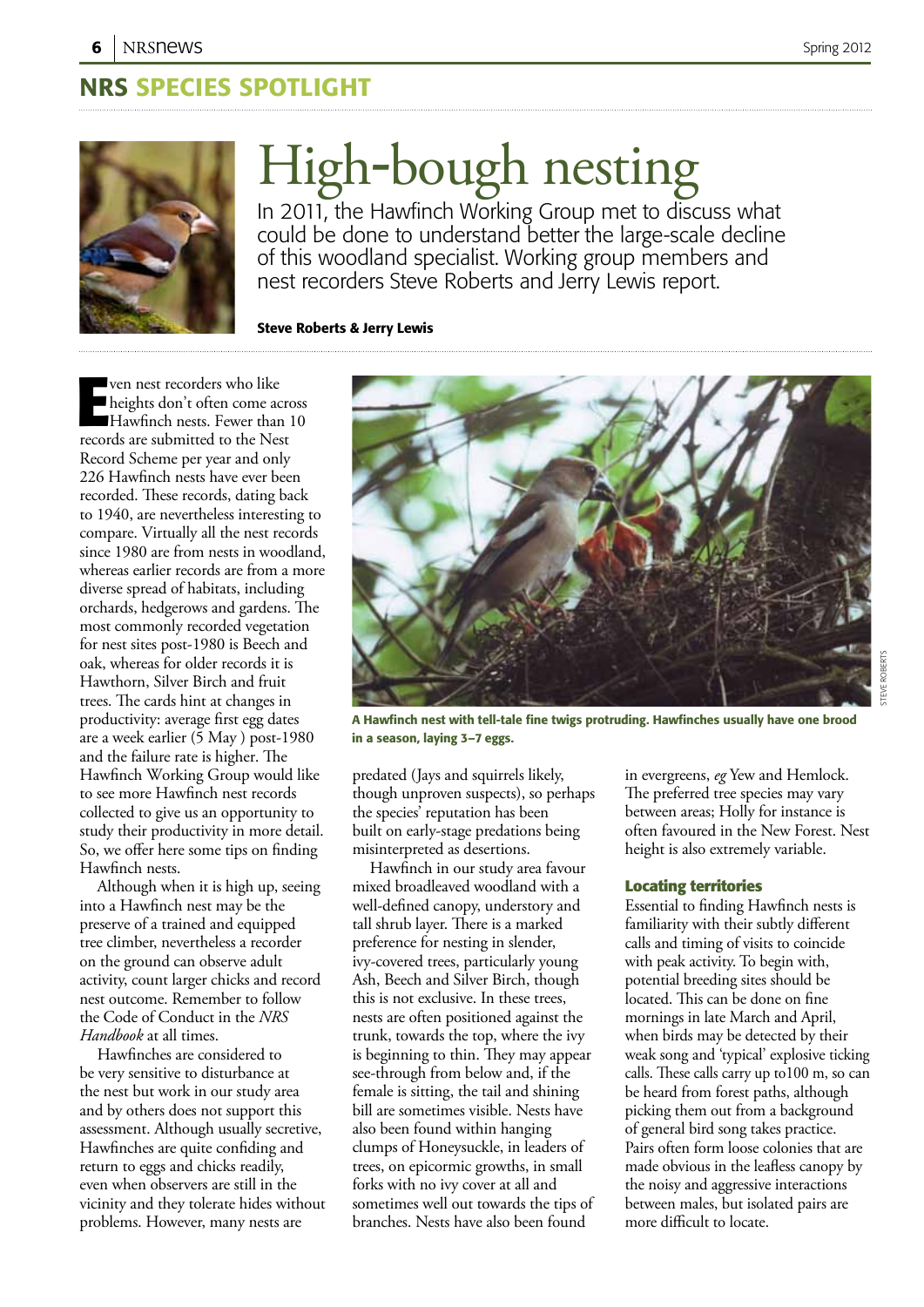## NRS SPECIES SPOTLIGHT

# High-bough nesting

In 2011, the Hawfinch Working Group met to discuss what could be done to understand better the large-scale decline of this woodland specialist. Working group members and nest recorders Steve Roberts and Jerry Lewis report.

**Steve Roberts & Jerry Lewis**

Even nest recorders who like heights don't often come across Hawfinch nests. Fewer than 10 records are submitted to the Nest Record Scheme per year and only 226 Hawfinch nests have ever been recorded. These records, dating back to 1940, are nevertheless interesting to compare. Virtually all the nest records since 1980 are from nests in woodland, whereas earlier records are from a more diverse spread of habitats, including orchards, hedgerows and gardens. The most commonly recorded vegetation for nest sites post-1980 is Beech and oak, whereas for older records it is Hawthorn, Silver Birch and fruit trees. The cards hint at changes in productivity: average first egg dates are a week earlier (5 May ) post-1980 and the failure rate is higher. The Hawfinch Working Group would like to see more Hawfinch nest records collected to give us an opportunity to study their productivity in more detail. So, we offer here some tips on finding Hawfinch nests.

Although when it is high up, seeing into a Hawfinch nest may be the preserve of a trained and equipped tree climber, nevertheless a recorder on the ground can observe adult activity, count larger chicks and record nest outcome. Remember to follow the Code of Conduct in the *NRS Handbook* at all times.

Hawfinches are considered to be very sensitive to disturbance at the nest but work in our study area and by others does not support this assessment. Although usually secretive, Hawfinches are quite confiding and return to eggs and chicks readily, even when observers are still in the vicinity and they tolerate hides without problems. However, many nests are predated (Jays and squirrels likely, though unproven suspects), so perhaps the species' reputation has been built on early-stage predations being misinterpreted as desertions.

**A Hawfinch nest with tell-tale fine twigs protruding. Hawfinches usually have one brood in a season, laying 3–7 eggs.**

STEVE ROBERTS

Hawfinch in our study area favour mixed broadleaved woodland with a well-defined canopy, understory and tall shrub layer. There is a marked preference for nesting in slender, ivy-covered trees, particularly young Ash, Beech and Silver Birch, though this is not exclusive. In these trees, nests are often positioned against the trunk, towards the top, where the ivy is beginning to thin. They may appear see-through from below and, if the female is sitting, the tail and shining bill are sometimes visible. Nests have also been found within hanging clumps of Honeysuckle, in leaders of trees, on epicormic growths, in small forks with no ivy cover at all and sometimes well out towards the tips of branches. Nests have also been found in evergreens, *eg* Yew and Hemlock. The preferred tree species may vary between areas; Holly for instance is often favoured in the New Forest. Nest height is also extremely variable.

### Locating territories

Essential to finding Hawfinch nests is familiarity with their subtly different calls and timing of visits to coincide with peak activity. To begin with, potential breeding sites should be located. This can be done on fine mornings in late March and April, when birds may be detected by their weak song and 'typical' explosive ticking calls. These calls carry up to100 m, so can be heard from forest paths, although picking them out from a background of general bird song takes practice. Pairs often form loose colonies that are made obvious in the leafless canopy by the noisy and aggressive interactions between males, but isolated pairs are more difficult to locate.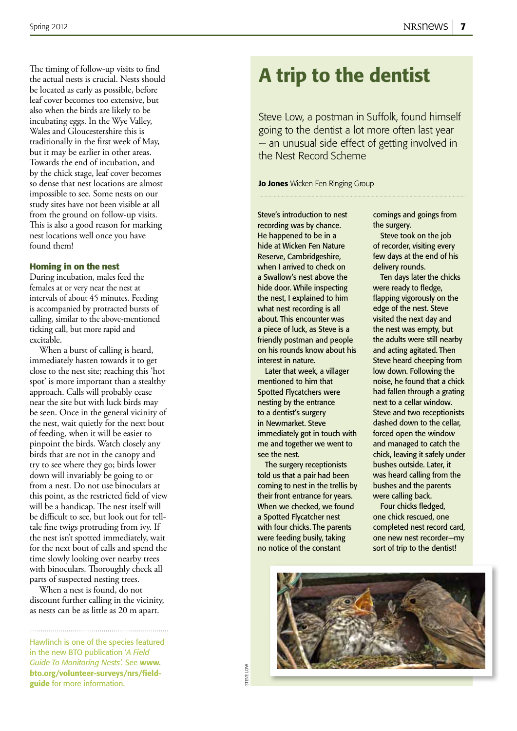The timing of follow-up visits to find the actual nests is crucial. Nests should be located as early as possible, before leaf cover becomes too extensive, but also when the birds are likely to be incubating eggs. In the Wye Valley, Wales and Gloucestershire this is traditionally in the first week of May, but it may be earlier in other areas. Towards the end of incubation, and by the chick stage, leaf cover becomes so dense that nest locations are almost impossible to see. Some nests on our study sites have not been visible at all from the ground on follow-up visits. This is also a good reason for marking nest locations well once you have found them!

### Homing in on the nest

During incubation, males feed the females at or very near the nest at intervals of about 45 minutes. Feeding is accompanied by protracted bursts of calling, similar to the above-mentioned ticking call, but more rapid and excitable.

When a burst of calling is heard, immediately hasten towards it to get close to the nest site; reaching this 'hot spot' is more important than a stealthy approach. Calls will probably cease near the site but with luck birds may be seen. Once in the general vicinity of the nest, wait quietly for the next bout of feeding, when it will be easier to pinpoint the birds. Watch closely any birds that are not in the canopy and try to see where they go; birds lower down will invariably be going to or from a nest. Do not use binoculars at this point, as the restricted field of view will be a handicap. The nest itself will be difficult to see, but look out for tell-tale fine twigs protruding from ivy. If the nest isn't spotted immediately, wait for the next bout of calls and spend the time slowly looking over nearby trees with binoculars. Thoroughly check all parts of suspected nesting trees.

When a nest is found, do not discount further calling in the vicinity, as nests can be as little as 20 m apart.

Hawfinch is one of the species featured in the new BTO publication *'A Field Guide To Monitoring Nests'.* See **www.bto.org/volunteer-surveys/nrs/field-guide** for more information.

# A trip to the dentist

Steve Low, a postman in Suffolk, found himself going to the dentist a lot more often last year – an unusual side effect of getting involved in the Nest Record Scheme

**Jo Jones** Wicken Fen Ringing Group

Steve's introduction to nest recording was by chance. He happened to be in a hide at Wicken Fen Nature Reserve, Cambridgeshire, when I arrived to check on a Swallow's nest above the hide door. While inspecting the nest, I explained to him what nest recording is all about. This encounter was a piece of luck, as Steve is a friendly postman and people on his rounds know about his interest in nature.

Later that week, a villager mentioned to him that Spotted Flycatchers were nesting by the entrance to a dentist's surgery in Newmarket. Steve immediately got in touch with me and together we went to see the nest.

The surgery receptionists told us that a pair had been coming to nest in the trellis by their front entrance for years. When we checked, we found a Spotted Flycatcher nest with four chicks. The parents were feeding busily, taking no notice of the constant comings and goings from the surgery.

Steve took on the job of recorder, visiting every few days at the end of his delivery rounds.

Ten days later the chicks were ready to fledge, flapping vigorously on the edge of the nest. Steve visited the next day and the nest was empty, but the adults were still nearby and acting agitated. Then Steve heard cheeping from low down. Following the noise, he found that a chick had fallen through a grating next to a cellar window. Steve and two receptionists dashed down to the cellar, forced open the window and managed to catch the chick, leaving it safely under bushes outside. Later, it was heard calling from the bushes and the parents were calling back.

Four chicks fledged, one chick rescued, one completed nest record card, one new nest recorder—my sort of trip to the dentist!

STEVE LOW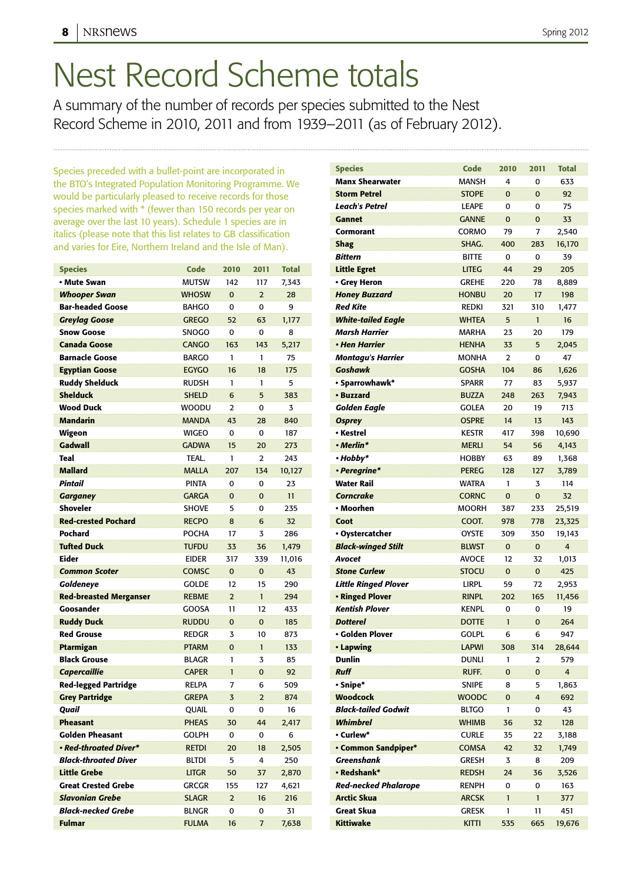# Nest Record Scheme totals

A summary of the number of records per species submitted to the Nest Record Scheme in 2010, 2011 and from 1939–2011 (as of February 2012).

Species preceded with a bullet-point are incorporated in the BTO's Integrated Population Monitoring Programme. We would be particularly pleased to receive records for those species marked with * (fewer than 150 records per year on average over the last 10 years). Schedule 1 species are in italics (please note that this list relates to GB classification and varies for Eire, Northern Ireland and the Isle of Man).

| Species | Code | 2010 | 2011 | Total |
|---|---|---|---|---|
| • Mute Swan | MUTSW | 142 | 117 | 7,343 |
| *Whooper Swan* | WHOSW | 0 | 2 | 28 |
| Bar-headed Goose | BAHGO | 0 | 0 | 9 |
| *Greylag Goose* | GREGO | 52 | 63 | 1,177 |
| Snow Goose | SNOGO | 0 | 0 | 8 |
| Canada Goose | CANGO | 163 | 143 | 5,217 |
| Barnacle Goose | BARGO | 1 | 1 | 75 |
| Egyptian Goose | EGYGO | 16 | 18 | 175 |
| Ruddy Shelduck | RUDSH | 1 | 1 | 5 |
| Shelduck | SHELD | 6 | 5 | 383 |
| Wood Duck | WOODU | 2 | 0 | 3 |
| Mandarin | MANDA | 43 | 28 | 840 |
| Wigeon | WIGEO | 0 | 0 | 187 |
| Gadwall | GADWA | 15 | 20 | 273 |
| Teal | TEAL. | 1 | 2 | 243 |
| Mallard | MALLA | 207 | 134 | 10,127 |
| *Pintail* | PINTA | 0 | 0 | 23 |
| *Garganey* | GARGA | 0 | 0 | 11 |
| Shoveler | SHOVE | 5 | 0 | 235 |
| Red-crested Pochard | RECPO | 8 | 6 | 32 |
| Pochard | POCHA | 17 | 3 | 286 |
| Tufted Duck | TUFDU | 33 | 36 | 1,479 |
| Eider | EIDER | 317 | 339 | 11,016 |
| *Common Scoter* | COMSC | 0 | 0 | 43 |
| *Goldeneye* | GOLDE | 12 | 15 | 290 |
| Red-breasted Merganser | REBME | 2 | 1 | 294 |
| Goosander | GOOSA | 11 | 12 | 433 |
| Ruddy Duck | RUDDU | 0 | 0 | 185 |
| Red Grouse | REDGR | 3 | 10 | 873 |
| Ptarmigan | PTARM | 0 | 1 | 133 |
| Black Grouse | BLAGR | 1 | 3 | 85 |
| *Capercaillie* | CAPER | 1 | 0 | 92 |
| Red-legged Partridge | RELPA | 7 | 6 | 509 |
| Grey Partridge | GREPA | 3 | 2 | 874 |
| *Quail* | QUAIL | 0 | 0 | 16 |
| Pheasant | PHEAS | 30 | 44 | 2,417 |
| Golden Pheasant | GOLPH | 0 | 0 | 6 |
| *• Red-throated Diver** | RETDI | 20 | 18 | 2,505 |
| *Black-throated Diver* | BLTDI | 5 | 4 | 250 |
| Little Grebe | LITGR | 50 | 37 | 2,870 |
| Great Crested Grebe | GRCGR | 155 | 127 | 4,621 |
| *Slavonian Grebe* | SLAGR | 2 | 16 | 216 |
| *Black-necked Grebe* | BLNGR | 0 | 0 | 31 |
| Fulmar | FULMA | 16 | 7 | 7,638 |
| Manx Shearwater | MANSH | 4 | 0 | 633 |
| Storm Petrel | STOPE | 0 | 0 | 92 |
| *Leach's Petrel* | LEAPE | 0 | 0 | 75 |
| Gannet | GANNE | 0 | 0 | 33 |
| Cormorant | CORMO | 79 | 7 | 2,540 |
| Shag | SHAG. | 400 | 283 | 16,170 |
| *Bittern* | BITTE | 0 | 0 | 39 |
| Little Egret | LITEG | 44 | 29 | 205 |
| • Grey Heron | GREHE | 220 | 78 | 8,889 |
| *Honey Buzzard* | HONBU | 20 | 17 | 198 |
| *Red Kite* | REDKI | 321 | 310 | 1,477 |
| *White-tailed Eagle* | WHTEA | 5 | 1 | 16 |
| *Marsh Harrier* | MARHA | 23 | 20 | 179 |
| *• Hen Harrier* | HENHA | 33 | 5 | 2,045 |
| *Montagu's Harrier* | MONHA | 2 | 0 | 47 |
| *Goshawk* | GOSHA | 104 | 86 | 1,626 |
| • Sparrowhawk* | SPARR | 77 | 83 | 5,937 |
| • Buzzard | BUZZA | 248 | 263 | 7,943 |
| *Golden Eagle* | GOLEA | 20 | 19 | 713 |
| *Osprey* | OSPRE | 14 | 13 | 143 |
| • Kestrel | KESTR | 417 | 398 | 10,690 |
| *• Merlin** | MERLI | 54 | 56 | 4,143 |
| *• Hobby** | HOBBY | 63 | 89 | 1,368 |
| *• Peregrine** | PEREG | 128 | 127 | 3,789 |
| Water Rail | WATRA | 1 | 3 | 114 |
| *Corncrake* | CORNC | 0 | 0 | 32 |
| • Moorhen | MOORH | 387 | 233 | 25,519 |
| Coot | COOT. | 978 | 778 | 23,325 |
| • Oystercatcher | OYSTE | 309 | 350 | 19,143 |
| *Black-winged Stilt* | BLWST | 0 | 0 | 4 |
| *Avocet* | AVOCE | 12 | 32 | 1,013 |
| *Stone Curlew* | STOCU | 0 | 0 | 425 |
| *Little Ringed Plover* | LIRPL | 59 | 72 | 2,953 |
| • Ringed Plover | RINPL | 202 | 165 | 11,456 |
| *Kentish Plover* | KENPL | 0 | 0 | 19 |
| *Dotterel* | DOTTE | 1 | 0 | 264 |
| • Golden Plover | GOLPL | 6 | 6 | 947 |
| • Lapwing | LAPWI | 308 | 314 | 28,644 |
| Dunlin | DUNLI | 1 | 2 | 579 |
| *Ruff* | RUFF. | 0 | 0 | 4 |
| • Snipe* | SNIPE | 8 | 5 | 1,863 |
| Woodcock | WOODC | 0 | 4 | 692 |
| *Black-tailed Godwit* | BLTGO | 1 | 0 | 43 |
| *Whimbrel* | WHIMB | 36 | 32 | 128 |
| • Curlew* | CURLE | 35 | 22 | 3,188 |
| • Common Sandpiper* | COMSA | 42 | 32 | 1,749 |
| *Greenshank* | GRESH | 3 | 8 | 209 |
| • Redshank* | REDSH | 24 | 36 | 3,526 |
| *Red-necked Phalarope* | RENPH | 0 | 0 | 163 |
| Arctic Skua | ARCSK | 1 | 1 | 377 |
| Great Skua | GRESK | 1 | 11 | 451 |
| Kittiwake | KITTI | 535 | 665 | 19,676 |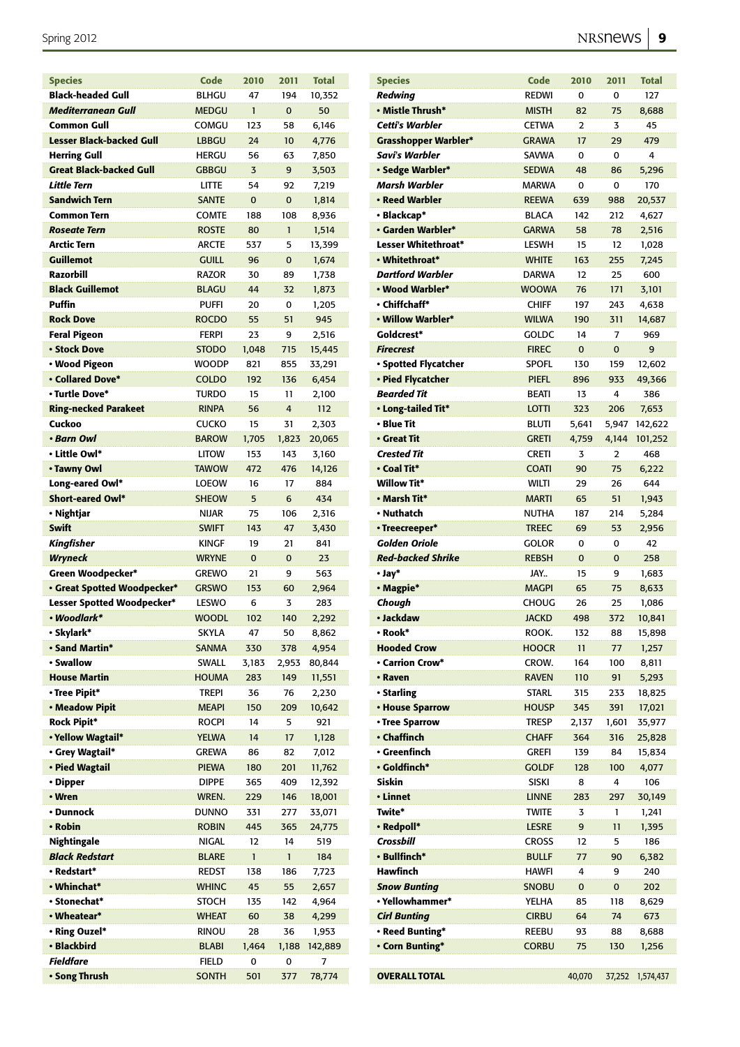| Species | Code | 2010 | 2011 | Total |
|---|---|---|---|---|
| **Black-headed Gull** | BLHGU | 47 | 194 | 10,352 |
| ***Mediterranean Gull*** | MEDGU | 1 | 0 | 50 |
| **Common Gull** | COMGU | 123 | 58 | 6,146 |
| **Lesser Black-backed Gull** | LBBGU | 24 | 10 | 4,776 |
| **Herring Gull** | HERGU | 56 | 63 | 7,850 |
| **Great Black-backed Gull** | GBBGU | 3 | 9 | 3,503 |
| ***Little Tern*** | LITTE | 54 | 92 | 7,219 |
| **Sandwich Tern** | SANTE | 0 | 0 | 1,814 |
| **Common Tern** | COMTE | 188 | 108 | 8,936 |
| ***Roseate Tern*** | ROSTE | 80 | 1 | 1,514 |
| **Arctic Tern** | ARCTE | 537 | 5 | 13,399 |
| **Guillemot** | GUILL | 96 | 0 | 1,674 |
| **Razorbill** | RAZOR | 30 | 89 | 1,738 |
| **Black Guillemot** | BLAGU | 44 | 32 | 1,873 |
| **Puffin** | PUFFI | 20 | 0 | 1,205 |
| **Rock Dove** | ROCDO | 55 | 51 | 945 |
| **Feral Pigeon** | FERPI | 23 | 9 | 2,516 |
| **• Stock Dove** | STODO | 1,048 | 715 | 15,445 |
| **• Wood Pigeon** | WOODP | 821 | 855 | 33,291 |
| **• Collared Dove*** | COLDO | 192 | 136 | 6,454 |
| **• Turtle Dove*** | TURDO | 15 | 11 | 2,100 |
| **Ring-necked Parakeet** | RINPA | 56 | 4 | 112 |
| **Cuckoo** | CUCKO | 15 | 31 | 2,303 |
| ***• Barn Owl*** | BAROW | 1,705 | 1,823 | 20,065 |
| **• Little Owl*** | LITOW | 153 | 143 | 3,160 |
| **• Tawny Owl** | TAWOW | 472 | 476 | 14,126 |
| **Long-eared Owl*** | LOEOW | 16 | 17 | 884 |
| **Short-eared Owl*** | SHEOW | 5 | 6 | 434 |
| **• Nightjar** | NIJAR | 75 | 106 | 2,316 |
| **Swift** | SWIFT | 143 | 47 | 3,430 |
| ***Kingfisher*** | KINGF | 19 | 21 | 841 |
| ***Wryneck*** | WRYNE | 0 | 0 | 23 |
| **Green Woodpecker*** | GREWO | 21 | 9 | 563 |
| **• Great Spotted Woodpecker*** | GRSWO | 153 | 60 | 2,964 |
| **Lesser Spotted Woodpecker*** | LESWO | 6 | 3 | 283 |
| ***• Woodlark**** | WOODL | 102 | 140 | 2,292 |
| **• Skylark*** | SKYLA | 47 | 50 | 8,862 |
| **• Sand Martin*** | SANMA | 330 | 378 | 4,954 |
| **• Swallow** | SWALL | 3,183 | 2,953 | 80,844 |
| **House Martin** | HOUMA | 283 | 149 | 11,551 |
| **• Tree Pipit*** | TREPI | 36 | 76 | 2,230 |
| **• Meadow Pipit** | MEAPI | 150 | 209 | 10,642 |
| **Rock Pipit*** | ROCPI | 14 | 5 | 921 |
| **• Yellow Wagtail*** | YELWA | 14 | 17 | 1,128 |
| **• Grey Wagtail*** | GREWA | 86 | 82 | 7,012 |
| **• Pied Wagtail** | PIEWA | 180 | 201 | 11,762 |
| **• Dipper** | DIPPE | 365 | 409 | 12,392 |
| **• Wren** | WREN. | 229 | 146 | 18,001 |
| **• Dunnock** | DUNNO | 331 | 277 | 33,071 |
| **• Robin** | ROBIN | 445 | 365 | 24,775 |
| **Nightingale** | NIGAL | 12 | 14 | 519 |
| ***Black Redstart*** | BLARE | 1 | 1 | 184 |
| **• Redstart*** | REDST | 138 | 186 | 7,723 |
| **• Whinchat*** | WHINC | 45 | 55 | 2,657 |
| **• Stonechat*** | STOCH | 135 | 142 | 4,954 |
| **• Wheatear*** | WHEAT | 60 | 38 | 4,299 |
| **• Ring Ouzel*** | RINOU | 28 | 36 | 1,953 |
| **• Blackbird** | BLABI | 1,464 | 1,188 | 142,889 |
| ***Fieldfare*** | FIELD | 0 | 0 | 7 |
| **• Song Thrush** | SONTH | 501 | 377 | 78,774 |
| ***Redwing*** | REDWI | 0 | 0 | 127 |
| **• Mistle Thrush*** | MISTH | 82 | 75 | 8,688 |
| ***Cetti's Warbler*** | CETWA | 2 | 3 | 45 |
| **Grasshopper Warbler*** | GRAWA | 17 | 29 | 479 |
| ***Savi's Warbler*** | SAVWA | 0 | 0 | 4 |
| **• Sedge Warbler*** | SEDWA | 48 | 86 | 5,296 |
| ***Marsh Warbler*** | MARWA | 0 | 0 | 170 |
| **• Reed Warbler** | REEWA | 639 | 988 | 20,537 |
| **• Blackcap*** | BLACA | 142 | 212 | 4,627 |
| **• Garden Warbler*** | GARWA | 58 | 78 | 2,516 |
| **Lesser Whitethroat*** | LESWH | 15 | 12 | 1,028 |
| **• Whitethroat*** | WHITE | 163 | 255 | 7,245 |
| ***Dartford Warbler*** | DARWA | 12 | 25 | 600 |
| **• Wood Warbler*** | WOOWA | 76 | 171 | 3,101 |
| **• Chiffchaff*** | CHIFF | 197 | 243 | 4,638 |
| **• Willow Warbler*** | WILWA | 190 | 311 | 14,687 |
| **Goldcrest*** | GOLDC | 14 | 7 | 969 |
| ***Firecrest*** | FIREC | 0 | 0 | 9 |
| **• Spotted Flycatcher** | SPOFL | 130 | 159 | 12,602 |
| **• Pied Flycatcher** | PIEFL | 896 | 933 | 49,366 |
| ***Bearded Tit*** | BEATI | 13 | 4 | 386 |
| **• Long-tailed Tit*** | LOTTI | 323 | 206 | 7,653 |
| **• Blue Tit** | BLUTI | 5,641 | 5,947 | 142,622 |
| **• Great Tit** | GRETI | 4,759 | 4,144 | 101,252 |
| ***Crested Tit*** | CRETI | 3 | 2 | 468 |
| **• Coal Tit*** | COATI | 90 | 75 | 6,222 |
| **Willow Tit*** | WILTI | 29 | 26 | 644 |
| **• Marsh Tit*** | MARTI | 65 | 51 | 1,943 |
| **• Nuthatch** | NUTHA | 187 | 214 | 5,284 |
| **• Treecreeper*** | TREEC | 69 | 53 | 2,956 |
| ***Golden Oriole*** | GOLOR | 0 | 0 | 42 |
| ***Red-backed Shrike*** | REBSH | 0 | 0 | 258 |
| **• Jay*** | JAY.. | 15 | 9 | 1,683 |
| **• Magpie*** | MAGPI | 65 | 75 | 8,633 |
| ***Chough*** | CHOUG | 26 | 25 | 1,086 |
| **• Jackdaw** | JACKD | 498 | 372 | 10,841 |
| **• Rook*** | ROOK. | 132 | 88 | 15,898 |
| **Hooded Crow** | HOOCR | 11 | 77 | 1,257 |
| **• Carrion Crow*** | CROW. | 164 | 100 | 8,811 |
| **• Raven** | RAVEN | 110 | 91 | 5,293 |
| **• Starling** | STARL | 315 | 233 | 18,825 |
| **• House Sparrow** | HOUSP | 345 | 391 | 17,021 |
| **• Tree Sparrow** | TRESP | 2,137 | 1,601 | 35,977 |
| **• Chaffinch** | CHAFF | 364 | 316 | 25,828 |
| **• Greenfinch** | GREFI | 139 | 84 | 15,834 |
| **• Goldfinch*** | GOLDF | 128 | 100 | 4,077 |
| **Siskin** | SISKI | 8 | 4 | 106 |
| **• Linnet** | LINNE | 283 | 297 | 30,149 |
| **Twite*** | TWITE | 3 | 1 | 1,241 |
| **• Redpoll*** | LESRE | 9 | 11 | 1,395 |
| ***Crossbill*** | CROSS | 12 | 5 | 186 |
| **• Bullfinch*** | BULLF | 77 | 90 | 6,382 |
| **Hawfinch** | HAWFI | 4 | 9 | 240 |
| ***Snow Bunting*** | SNOBU | 0 | 0 | 202 |
| **• Yellowhammer*** | YELHA | 85 | 118 | 8,629 |
| ***Cirl Bunting*** | CIRBU | 64 | 74 | 673 |
| **• Reed Bunting*** | REEBU | 93 | 88 | 8,688 |
| **• Corn Bunting*** | CORBU | 75 | 130 | 1,256 |
| **OVERALL TOTAL** | | 40,070 | 37,252 | 1,574,437 |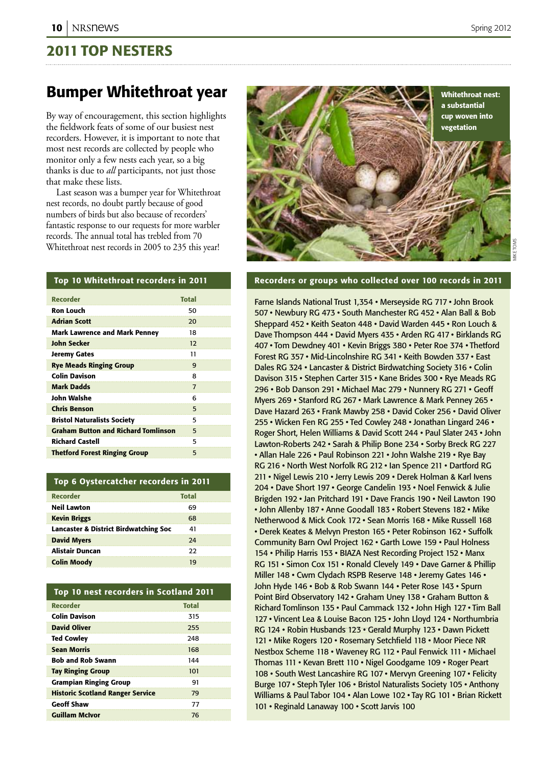## 2011 TOP NESTERS

# Bumper Whitethroat year

By way of encouragement, this section highlights the fieldwork feats of some of our busiest nest recorders. However, it is important to note that most nest records are collected by people who monitor only a few nests each year, so a big thanks is due to *all* participants, not just those that make these lists.

Last season was a bumper year for Whitethroat nest records, no doubt partly because of good numbers of birds but also because of recorders' fantastic response to our requests for more warbler records. The annual total has trebled from 70 Whitethroat nest records in 2005 to 235 this year!

Whitethroat nest: a substantial cup woven into vegetation

MIKE TOMS

### Top 10 Whitethroat recorders in 2011

| Recorder | Total |
|---|---|
| Ron Louch | 50 |
| Adrian Scott | 20 |
| Mark Lawrence and Mark Penney | 18 |
| John Secker | 12 |
| Jeremy Gates | 11 |
| Rye Meads Ringing Group | 9 |
| Colin Davison | 8 |
| Mark Dadds | 7 |
| John Walshe | 6 |
| Chris Benson | 5 |
| Bristol Naturalists Society | 5 |
| Graham Button and Richard Tomlinson | 5 |
| Richard Castell | 5 |
| Thetford Forest Ringing Group | 5 |

### Top 6 Oystercatcher recorders in 2011

| Recorder | Total |
|---|---|
| Neil Lawton | 69 |
| Kevin Briggs | 68 |
| Lancaster & District Birdwatching Soc | 41 |
| David Myers | 24 |
| Alistair Duncan | 22 |
| Colin Moody | 19 |

### Top 10 nest recorders in Scotland 2011

| Recorder | Total |
|---|---|
| Colin Davison | 315 |
| David Oliver | 255 |
| Ted Cowley | 248 |
| Sean Morris | 168 |
| Bob and Rob Swann | 144 |
| Tay Ringing Group | 101 |
| Grampian Ringing Group | 91 |
| Historic Scotland Ranger Service | 79 |
| Geoff Shaw | 77 |
| Guillam McIvor | 76 |

### Recorders or groups who collected over 100 records in 2011

Farne Islands National Trust 1,354 • Merseyside RG 717 • John Brook 507 • Newbury RG 473 • South Manchester RG 452 • Alan Ball & Bob Sheppard 452 • Keith Seaton 448 • David Warden 445 • Ron Louch & Dave Thompson 444 • David Myers 435 • Arden RG 417 • Birklands RG 407 • Tom Dewdney 401 • Kevin Briggs 380 • Peter Roe 374 • Thetford Forest RG 357 • Mid-Lincolnshire RG 341 • Keith Bowden 337 • East Dales RG 324 • Lancaster & District Birdwatching Society 316 • Colin Davison 315 • Stephen Carter 315 • Kane Brides 300 • Rye Meads RG 296 • Bob Danson 291 • Michael Mac 279 • Nunnery RG 271 • Geoff Myers 269 • Stanford RG 267 • Mark Lawrence & Mark Penney 265 • Dave Hazard 263 • Frank Mawby 258 • David Coker 256 • David Oliver 255 • Wicken Fen RG 255 • Ted Cowley 248 • Jonathan Lingard 246 • Roger Short, Helen Williams & David Scott 244 • Paul Slater 243 • John Lawton-Roberts 242 • Sarah & Philip Bone 234 • Sorby Breck RG 227 • Allan Hale 226 • Paul Robinson 221 • John Walshe 219 • Rye Bay RG 216 • North West Norfolk RG 212 • Ian Spence 211 • Dartford RG 211 • Nigel Lewis 210 • Jerry Lewis 209 • Derek Holman & Karl Ivens 204 • Dave Short 197 • George Candelin 193 • Noel Fenwick & Julie Brigden 192 • Jan Pritchard 191 • Dave Francis 190 • Neil Lawton 190 • John Allenby 187 • Anne Goodall 183 • Robert Stevens 182 • Mike Netherwood & Mick Cook 172 • Sean Morris 168 • Mike Russell 168 • Derek Keates & Melvyn Preston 165 • Peter Robinson 162 • Suffolk Community Barn Owl Project 162 • Garth Lowe 159 • Paul Holness 154 • Philip Harris 153 • BIAZA Nest Recording Project 152 • Manx RG 151 • Simon Cox 151 • Ronald Clevely 149 • Dave Garner & Phillip Miller 148 • Cwm Clydach RSPB Reserve 148 • Jeremy Gates 146 • John Hyde 146 • Bob & Rob Swann 144 • Peter Rose 143 • Spurn Point Bird Observatory 142 • Graham Uney 138 • Graham Button & Richard Tomlinson 135 • Paul Cammack 132 • John High 127 • Tim Ball 127 • Vincent Lea & Louise Bacon 125 • John Lloyd 124 • Northumbria RG 124 • Robin Husbands 123 • Gerald Murphy 123 • Dawn Pickett 121 • Mike Rogers 120 • Rosemary Setchfield 118 • Moor Piece NR Nestbox Scheme 118 • Waveney RG 112 • Paul Fenwick 111 • Michael Thomas 111 • Kevan Brett 110 • Nigel Goodgame 109 • Roger Peart 108 • South West Lancashire RG 107 • Mervyn Greening 107 • Felicity Burge 107 • Steph Tyler 106 • Bristol Naturalists Society 105 • Anthony Williams & Paul Tabor 104 • Alan Lowe 102 • Tay RG 101 • Brian Rickett 101 • Reginald Lanaway 100 • Scott Jarvis 100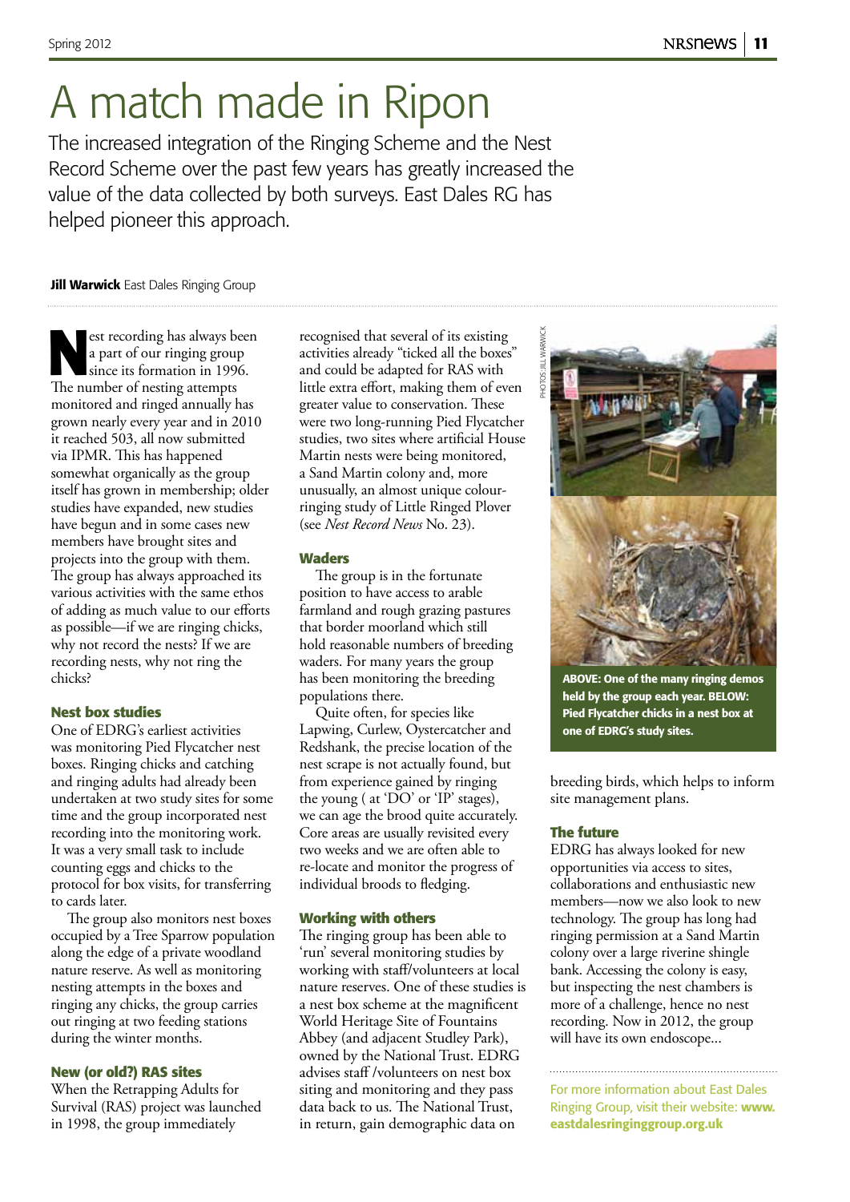# A match made in Ripon

The increased integration of the Ringing Scheme and the Nest Record Scheme over the past few years has greatly increased the value of the data collected by both surveys. East Dales RG has helped pioneer this approach.

**Jill Warwick** East Dales Ringing Group

Nest recording has always been a part of our ringing group since its formation in 1996. The number of nesting attempts monitored and ringed annually has grown nearly every year and in 2010 it reached 503, all now submitted via IPMR. This has happened somewhat organically as the group itself has grown in membership; older studies have expanded, new studies have begun and in some cases new members have brought sites and projects into the group with them. The group has always approached its various activities with the same ethos of adding as much value to our efforts as possible—if we are ringing chicks, why not record the nests? If we are recording nests, why not ring the chicks?

### Nest box studies

One of EDRG's earliest activities was monitoring Pied Flycatcher nest boxes. Ringing chicks and catching and ringing adults had already been undertaken at two study sites for some time and the group incorporated nest recording into the monitoring work. It was a very small task to include counting eggs and chicks to the protocol for box visits, for transferring to cards later.

The group also monitors nest boxes occupied by a Tree Sparrow population along the edge of a private woodland nature reserve. As well as monitoring nesting attempts in the boxes and ringing any chicks, the group carries out ringing at two feeding stations during the winter months.

### New (or old?) RAS sites

When the Retrapping Adults for Survival (RAS) project was launched in 1998, the group immediately recognised that several of its existing activities already "ticked all the boxes" and could be adapted for RAS with little extra effort, making them of even greater value to conservation. These were two long-running Pied Flycatcher studies, two sites where artificial House Martin nests were being monitored, a Sand Martin colony and, more unusually, an almost unique colour-ringing study of Little Ringed Plover (see *Nest Record News* No. 23).

### Waders

The group is in the fortunate position to have access to arable farmland and rough grazing pastures that border moorland which still hold reasonable numbers of breeding waders. For many years the group has been monitoring the breeding populations there.

Quite often, for species like Lapwing, Curlew, Oystercatcher and Redshank, the precise location of the nest scrape is not actually found, but from experience gained by ringing the young ( at 'DO' or 'IP' stages), we can age the brood quite accurately. Core areas are usually revisited every two weeks and we are often able to re-locate and monitor the progress of individual broods to fledging.

### Working with others

The ringing group has been able to 'run' several monitoring studies by working with staff/volunteers at local nature reserves. One of these studies is a nest box scheme at the magnificent World Heritage Site of Fountains Abbey (and adjacent Studley Park), owned by the National Trust. EDRG advises staff /volunteers on nest box siting and monitoring and they pass data back to us. The National Trust, in return, gain demographic data on breeding birds, which helps to inform site management plans.

PHOTOS: JILL WARWICK

**ABOVE: One of the many ringing demos held by the group each year. BELOW: Pied Flycatcher chicks in a nest box at one of EDRG's study sites.**

### The future

EDRG has always looked for new opportunities via access to sites, collaborations and enthusiastic new members—now we also look to new technology. The group has long had ringing permission at a Sand Martin colony over a large riverine shingle bank. Accessing the colony is easy, but inspecting the nest chambers is more of a challenge, hence no nest recording. Now in 2012, the group will have its own endoscope...

For more information about East Dales Ringing Group, visit their website: **www.eastdalesringinggroup.org.uk**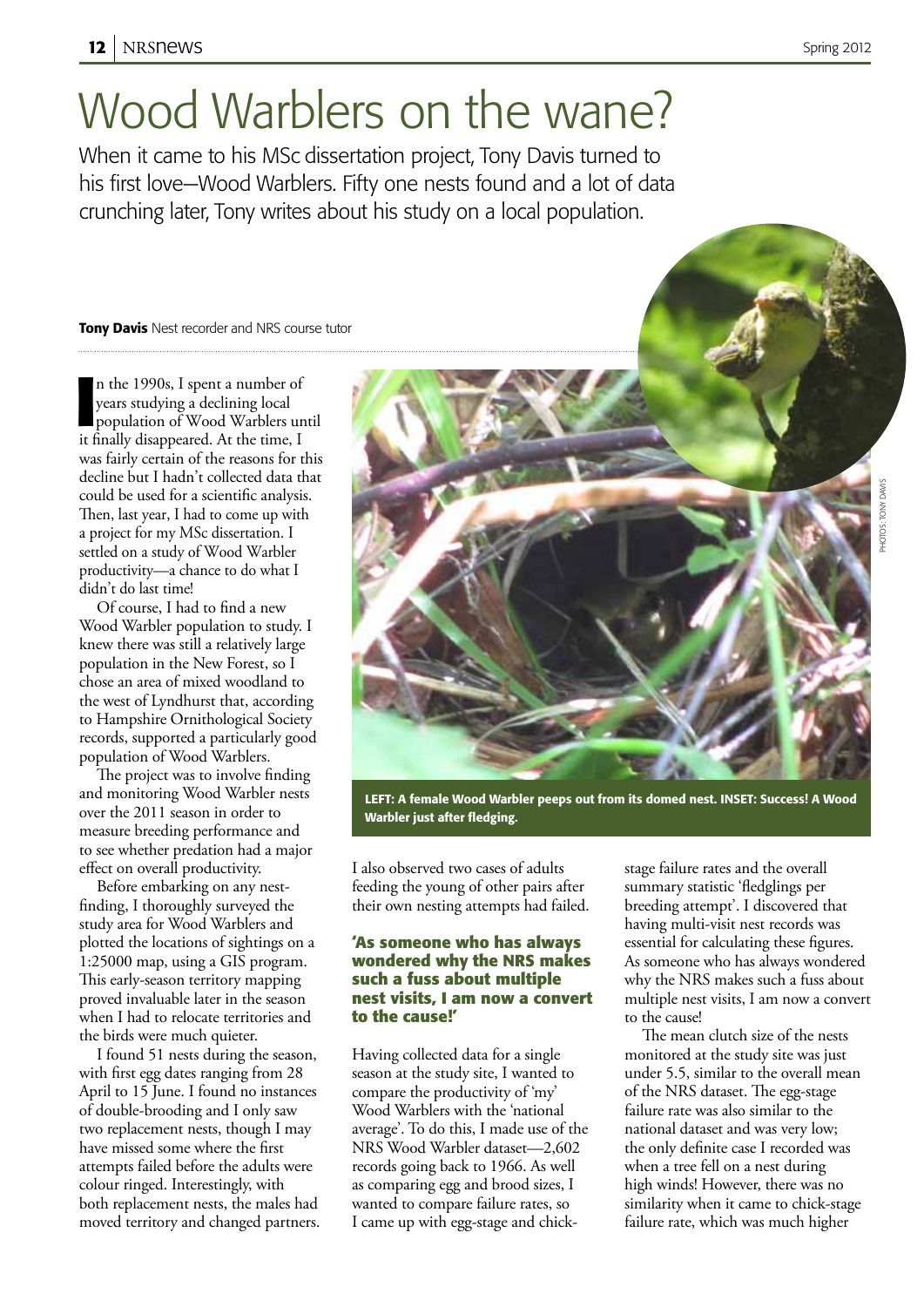# Wood Warblers on the wane?

When it came to his MSc dissertation project, Tony Davis turned to his first love—Wood Warblers. Fifty one nests found and a lot of data crunching later, Tony writes about his study on a local population.

**Tony Davis** Nest recorder and NRS course tutor

In the 1990s, I spent a number of years studying a declining local population of Wood Warblers until it finally disappeared. At the time, I was fairly certain of the reasons for this decline but I hadn't collected data that could be used for a scientific analysis. Then, last year, I had to come up with a project for my MSc dissertation. I settled on a study of Wood Warbler productivity—a chance to do what I didn't do last time!

Of course, I had to find a new Wood Warbler population to study. I knew there was still a relatively large population in the New Forest, so I chose an area of mixed woodland to the west of Lyndhurst that, according to Hampshire Ornithological Society records, supported a particularly good population of Wood Warblers.

The project was to involve finding and monitoring Wood Warbler nests over the 2011 season in order to measure breeding performance and to see whether predation had a major effect on overall productivity.

Before embarking on any nest-finding, I thoroughly surveyed the study area for Wood Warblers and plotted the locations of sightings on a 1:25000 map, using a GIS program. This early-season territory mapping proved invaluable later in the season when I had to relocate territories and the birds were much quieter.

I found 51 nests during the season, with first egg dates ranging from 28 April to 15 June. I found no instances of double-brooding and I only saw two replacement nests, though I may have missed some where the first attempts failed before the adults were colour ringed. Interestingly, with both replacement nests, the males had moved territory and changed partners.

**LEFT: A female Wood Warbler peeps out from its domed nest. INSET: Success! A Wood Warbler just after fledging.**

I also observed two cases of adults feeding the young of other pairs after their own nesting attempts had failed.

> **'As someone who has always wondered why the NRS makes such a fuss about multiple nest visits, I am now a convert to the cause!'**

Having collected data for a single season at the study site, I wanted to compare the productivity of 'my' Wood Warblers with the 'national average'. To do this, I made use of the NRS Wood Warbler dataset—2,602 records going back to 1966. As well as comparing egg and brood sizes, I wanted to compare failure rates, so I came up with egg-stage and chick-stage failure rates and the overall summary statistic 'fledglings per breeding attempt'. I discovered that having multi-visit nest records was essential for calculating these figures. As someone who has always wondered why the NRS makes such a fuss about multiple nest visits, I am now a convert to the cause!

The mean clutch size of the nests monitored at the study site was just under 5.5, similar to the overall mean of the NRS dataset. The egg-stage failure rate was also similar to the national dataset and was very low; the only definite case I recorded was when a tree fell on a nest during high winds! However, there was no similarity when it came to chick-stage failure rate, which was much higher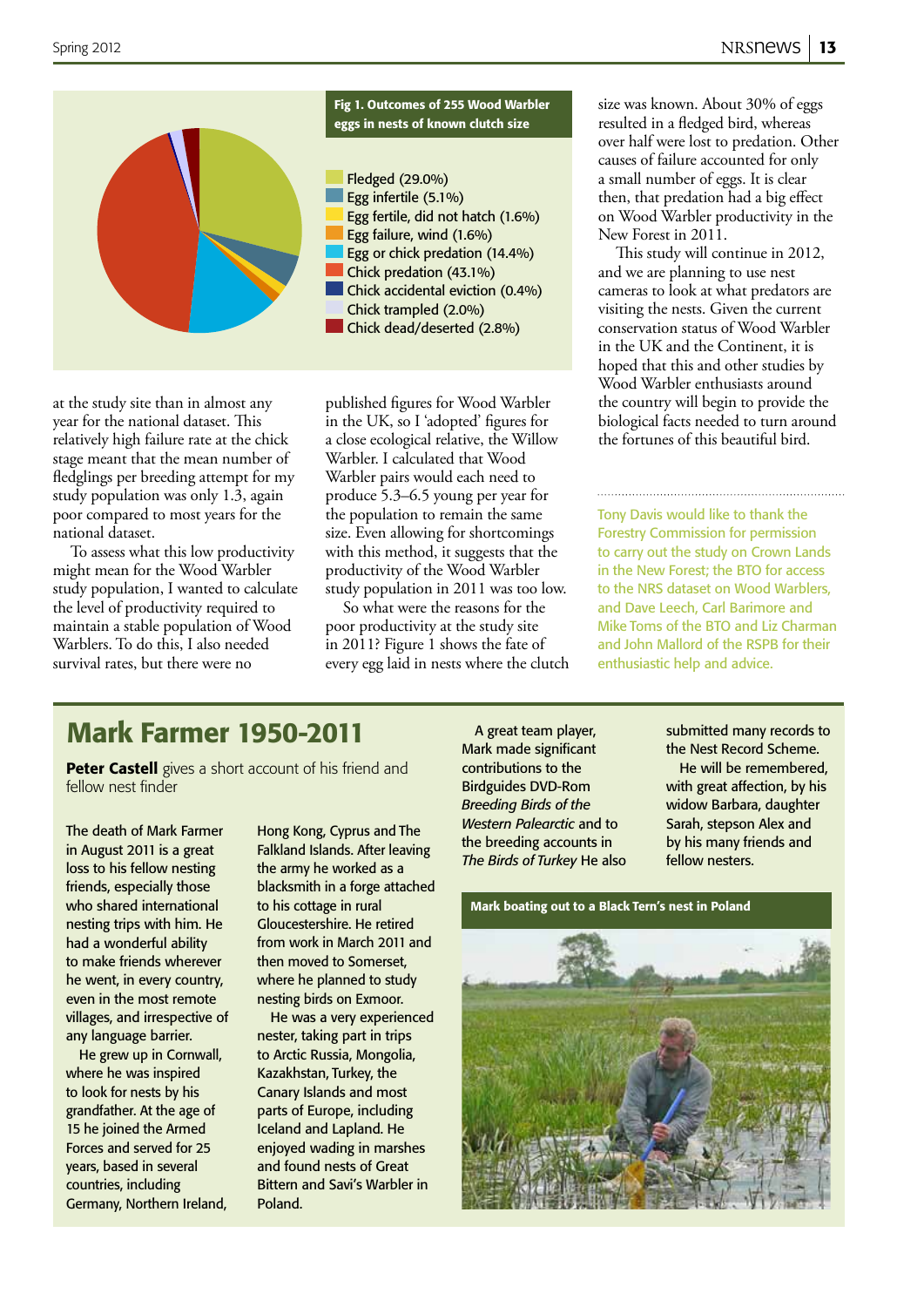**Fig 1. Outcomes of 255 Wood Warbler eggs in nests of known clutch size**

- Fledged (29.0%)
- Egg infertile (5.1%)
- Egg fertile, did not hatch (1.6%)
- Egg failure, wind (1.6%)
- Egg or chick predation (14.4%)
- Chick predation (43.1%)
- Chick accidental eviction (0.4%)
- Chick trampled (2.0%)
- Chick dead/deserted (2.8%)

at the study site than in almost any year for the national dataset. This relatively high failure rate at the chick stage meant that the mean number of fledglings per breeding attempt for my study population was only 1.3, again poor compared to most years for the national dataset.

To assess what this low productivity might mean for the Wood Warbler study population, I wanted to calculate the level of productivity required to maintain a stable population of Wood Warblers. To do this, I also needed survival rates, but there were no published figures for Wood Warbler in the UK, so I 'adopted' figures for a close ecological relative, the Willow Warbler. I calculated that Wood Warbler pairs would each need to produce 5.3–6.5 young per year for the population to remain the same size. Even allowing for shortcomings with this method, it suggests that the productivity of the Wood Warbler study population in 2011 was too low.

So what were the reasons for the poor productivity at the study site in 2011? Figure 1 shows the fate of every egg laid in nests where the clutch size was known. About 30% of eggs resulted in a fledged bird, whereas over half were lost to predation. Other causes of failure accounted for only a small number of eggs. It is clear then, that predation had a big effect on Wood Warbler productivity in the New Forest in 2011.

This study will continue in 2012, and we are planning to use nest cameras to look at what predators are visiting the nests. Given the current conservation status of Wood Warbler in the UK and the Continent, it is hoped that this and other studies by Wood Warbler enthusiasts around the country will begin to provide the biological facts needed to turn around the fortunes of this beautiful bird.

Tony Davis would like to thank the Forestry Commission for permission to carry out the study on Crown Lands in the New Forest; the BTO for access to the NRS dataset on Wood Warblers, and Dave Leech, Carl Barimore and Mike Toms of the BTO and Liz Charman and John Mallord of the RSPB for their enthusiastic help and advice.

# Mark Farmer 1950-2011

**Peter Castell** gives a short account of his friend and fellow nest finder

The death of Mark Farmer in August 2011 is a great loss to his fellow nesting friends, especially those who shared international nesting trips with him. He had a wonderful ability to make friends wherever he went, in every country, even in the most remote villages, and irrespective of any language barrier.

He grew up in Cornwall, where he was inspired to look for nests by his grandfather. At the age of 15 he joined the Armed Forces and served for 25 years, based in several countries, including Germany, Northern Ireland, Hong Kong, Cyprus and The Falkland Islands. After leaving the army he worked as a blacksmith in a forge attached to his cottage in rural Gloucestershire. He retired from work in March 2011 and then moved to Somerset, where he planned to study nesting birds on Exmoor.

He was a very experienced nester, taking part in trips to Arctic Russia, Mongolia, Kazakhstan, Turkey, the Canary Islands and most parts of Europe, including Iceland and Lapland. He enjoyed wading in marshes and found nests of Great Bittern and Savi's Warbler in Poland.

A great team player, Mark made significant contributions to the Birdguides DVD-Rom *Breeding Birds of the Western Palearctic* and to the breeding accounts in *The Birds of Turkey* He also submitted many records to the Nest Record Scheme.

He will be remembered, with great affection, by his widow Barbara, daughter Sarah, stepson Alex and by his many friends and fellow nesters.

Mark boating out to a Black Tern's nest in Poland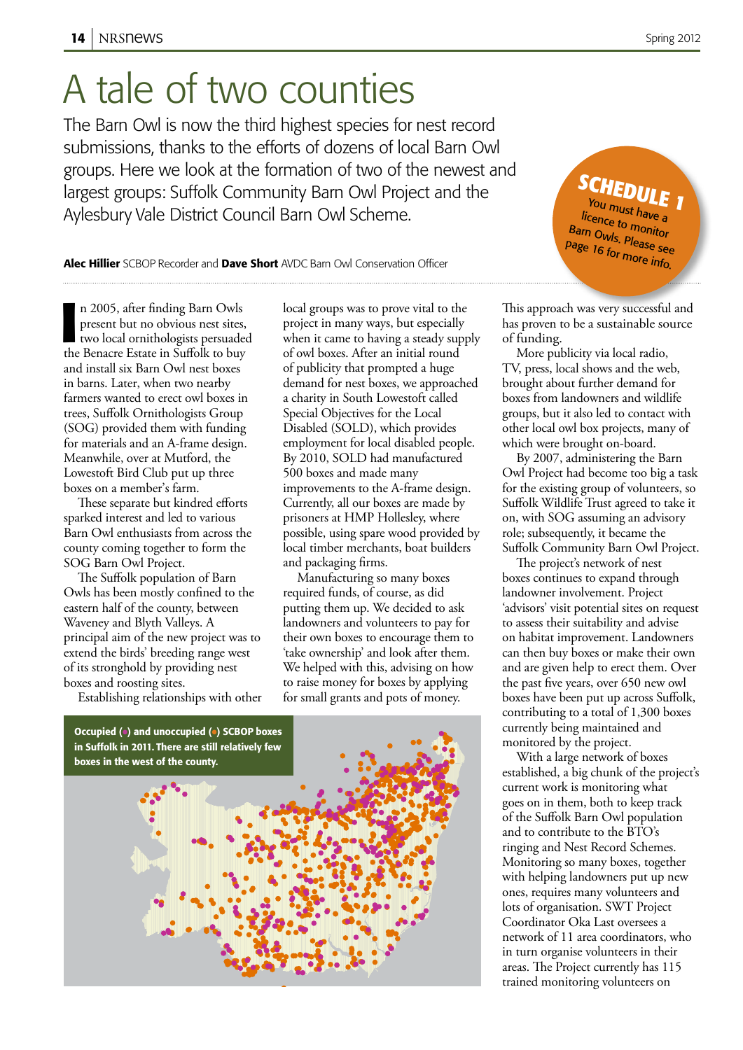# A tale of two counties

The Barn Owl is now the third highest species for nest record submissions, thanks to the efforts of dozens of local Barn Owl groups. Here we look at the formation of two of the newest and largest groups: Suffolk Community Barn Owl Project and the Aylesbury Vale District Council Barn Owl Scheme.

**SCHEDULE 1** You must have a licence to monitor Barn Owls. Please see page 16 for more info.

**Alec Hillier** SCBOP Recorder and **Dave Short** AVDC Barn Owl Conservation Officer

In 2005, after finding Barn Owls present but no obvious nest sites, two local ornithologists persuaded the Benacre Estate in Suffolk to buy and install six Barn Owl nest boxes in barns. Later, when two nearby farmers wanted to erect owl boxes in trees, Suffolk Ornithologists Group (SOG) provided them with funding for materials and an A-frame design. Meanwhile, over at Mutford, the Lowestoft Bird Club put up three boxes on a member's farm.

These separate but kindred efforts sparked interest and led to various Barn Owl enthusiasts from across the county coming together to form the SOG Barn Owl Project.

The Suffolk population of Barn Owls has been mostly confined to the eastern half of the county, between Waveney and Blyth Valleys. A principal aim of the new project was to extend the birds' breeding range west of its stronghold by providing nest boxes and roosting sites.

Establishing relationships with other local groups was to prove vital to the project in many ways, but especially when it came to having a steady supply of owl boxes. After an initial round of publicity that prompted a huge demand for nest boxes, we approached a charity in South Lowestoft called Special Objectives for the Local Disabled (SOLD), which provides employment for local disabled people. By 2010, SOLD had manufactured 500 boxes and made many improvements to the A-frame design. Currently, all our boxes are made by prisoners at HMP Hollesley, where possible, using spare wood provided by local timber merchants, boat builders and packaging firms.

Manufacturing so many boxes required funds, of course, as did putting them up. We decided to ask landowners and volunteers to pay for their own boxes to encourage them to 'take ownership' and look after them. We helped with this, advising on how to raise money for boxes by applying for small grants and pots of money.

**Occupied (•) and unoccupied (•) SCBOP boxes in Suffolk in 2011. There are still relatively few boxes in the west of the county.**

This approach was very successful and has proven to be a sustainable source of funding.

More publicity via local radio, TV, press, local shows and the web, brought about further demand for boxes from landowners and wildlife groups, but it also led to contact with other local owl box projects, many of which were brought on-board.

By 2007, administering the Barn Owl Project had become too big a task for the existing group of volunteers, so Suffolk Wildlife Trust agreed to take it on, with SOG assuming an advisory role; subsequently, it became the Suffolk Community Barn Owl Project.

The project's network of nest boxes continues to expand through landowner involvement. Project 'advisors' visit potential sites on request to assess their suitability and advise on habitat improvement. Landowners can then buy boxes or make their own and are given help to erect them. Over the past five years, over 650 new owl boxes have been put up across Suffolk, contributing to a total of 1,300 boxes currently being maintained and monitored by the project.

With a large network of boxes established, a big chunk of the project's current work is monitoring what goes on in them, both to keep track of the Suffolk Barn Owl population and to contribute to the BTO's ringing and Nest Record Schemes. Monitoring so many boxes, together with helping landowners put up new ones, requires many volunteers and lots of organisation. SWT Project Coordinator Oka Last oversees a network of 11 area coordinators, who in turn organise volunteers in their areas. The Project currently has 115 trained monitoring volunteers on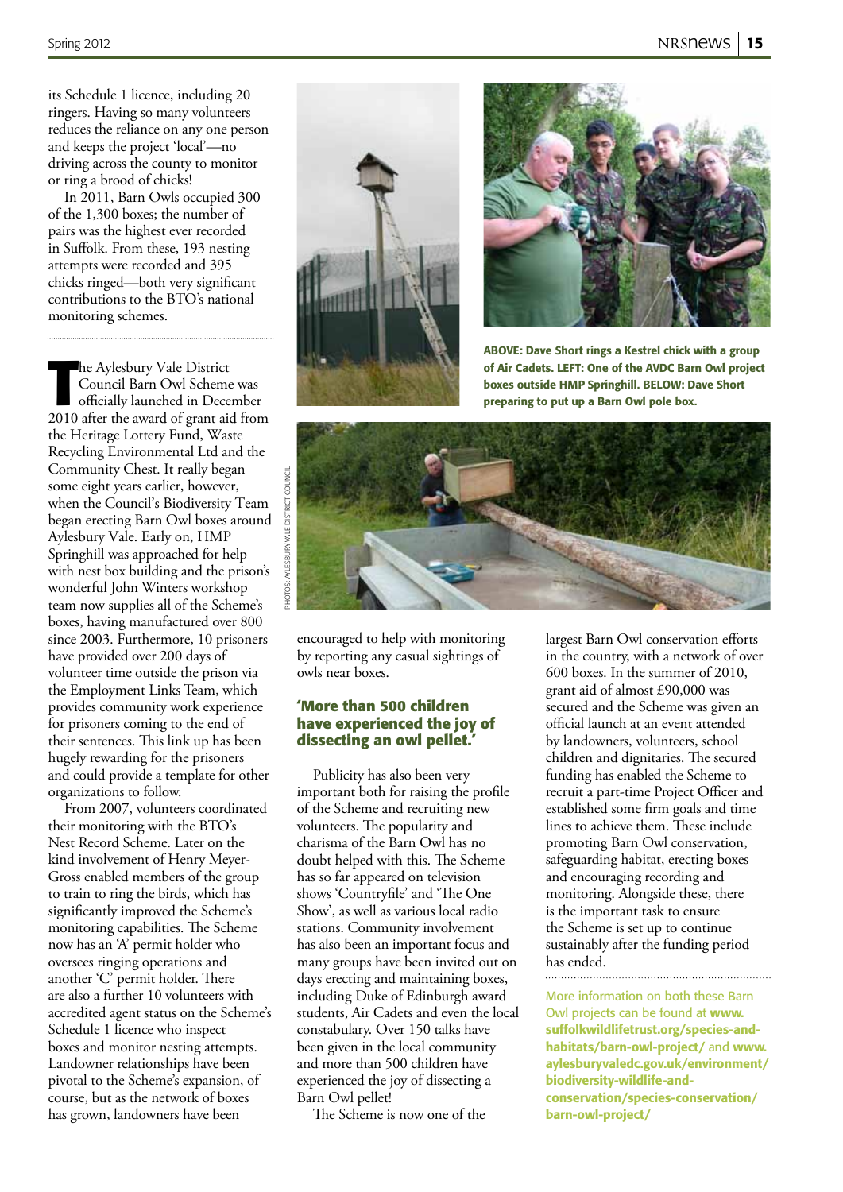its Schedule 1 licence, including 20 ringers. Having so many volunteers reduces the reliance on any one person and keeps the project 'local'—no driving across the county to monitor or ring a brood of chicks!

In 2011, Barn Owls occupied 300 of the 1,300 boxes; the number of pairs was the highest ever recorded in Suffolk. From these, 193 nesting attempts were recorded and 395 chicks ringed—both very significant contributions to the BTO's national monitoring schemes.

The Aylesbury Vale District Council Barn Owl Scheme was officially launched in December 2010 after the award of grant aid from the Heritage Lottery Fund, Waste Recycling Environmental Ltd and the Community Chest. It really began some eight years earlier, however, when the Council's Biodiversity Team began erecting Barn Owl boxes around Aylesbury Vale. Early on, HMP Springhill was approached for help with nest box building and the prison's wonderful John Winters workshop team now supplies all of the Scheme's boxes, having manufactured over 800 since 2003. Furthermore, 10 prisoners have provided over 200 days of volunteer time outside the prison via the Employment Links Team, which provides community work experience for prisoners coming to the end of their sentences. This link up has been hugely rewarding for the prisoners and could provide a template for other organizations to follow.

From 2007, volunteers coordinated their monitoring with the BTO's Nest Record Scheme. Later on the kind involvement of Henry Meyer-Gross enabled members of the group to train to ring the birds, which has significantly improved the Scheme's monitoring capabilities. The Scheme now has an 'A' permit holder who oversees ringing operations and another 'C' permit holder. There are also a further 10 volunteers with accredited agent status on the Scheme's Schedule 1 licence who inspect boxes and monitor nesting attempts. Landowner relationships have been pivotal to the Scheme's expansion, of course, but as the network of boxes has grown, landowners have been encouraged to help with monitoring by reporting any casual sightings of owls near boxes.

**ABOVE: Dave Short rings a Kestrel chick with a group of Air Cadets. LEFT: One of the AVDC Barn Owl project boxes outside HMP Springhill. BELOW: Dave Short preparing to put up a Barn Owl pole box.**

PHOTOS: AYLESBURY VALE DISTRICT COUNCIL

### 'More than 500 children have experienced the joy of dissecting an owl pellet.'

Publicity has also been very important both for raising the profile of the Scheme and recruiting new volunteers. The popularity and charisma of the Barn Owl has no doubt helped with this. The Scheme has so far appeared on television shows 'Countryfile' and 'The One Show', as well as various local radio stations. Community involvement has also been an important focus and many groups have been invited out on days erecting and maintaining boxes, including Duke of Edinburgh award students, Air Cadets and even the local constabulary. Over 150 talks have been given in the local community and more than 500 children have experienced the joy of dissecting a Barn Owl pellet!

The Scheme is now one of the largest Barn Owl conservation efforts in the country, with a network of over 600 boxes. In the summer of 2010, grant aid of almost £90,000 was secured and the Scheme was given an official launch at an event attended by landowners, volunteers, school children and dignitaries. The secured funding has enabled the Scheme to recruit a part-time Project Officer and established some firm goals and time lines to achieve them. These include promoting Barn Owl conservation, safeguarding habitat, erecting boxes and encouraging recording and monitoring. Alongside these, there is the important task to ensure the Scheme is set up to continue sustainably after the funding period has ended.

More information on both these Barn Owl projects can be found at **www.suffolkwildlifetrust.org/species-and-habitats/barn-owl-project/** and **www.aylesburyvaledc.gov.uk/environment/biodiversity-wildlife-and-conservation/species-conservation/barn-owl-project/**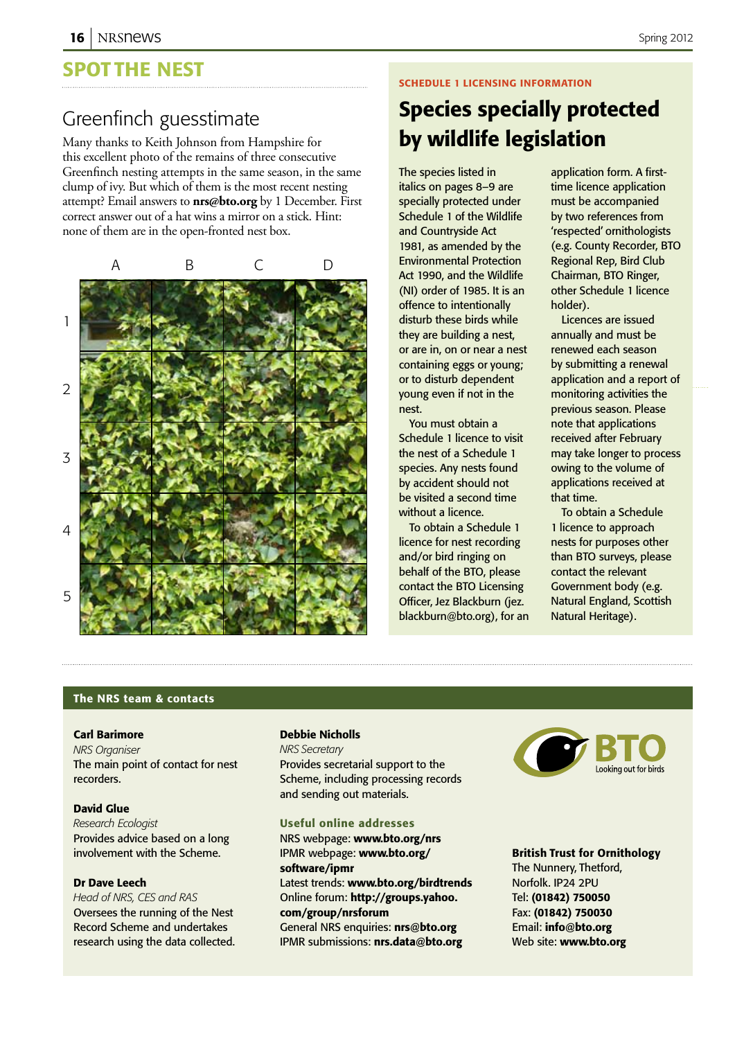## SPOT THE NEST

# Greenfinch guesstimate

Many thanks to Keith Johnson from Hampshire for this excellent photo of the remains of three consecutive Greenfinch nesting attempts in the same season, in the same clump of ivy. But which of them is the most recent nesting attempt? Email answers to **nrs@bto.org** by 1 December. First correct answer out of a hat wins a mirror on a stick. Hint: none of them are in the open-fronted nest box.

A B C D

1 2 3 4 5

SCHEDULE 1 LICENSING INFORMATION

# Species specially protected by wildlife legislation

The species listed in italics on pages 8–9 are specially protected under Schedule 1 of the Wildlife and Countryside Act 1981, as amended by the Environmental Protection Act 1990, and the Wildlife (NI) order of 1985. It is an offence to intentionally disturb these birds while they are building a nest, or are in, on or near a nest containing eggs or young; or to disturb dependent young even if not in the nest.

You must obtain a Schedule 1 licence to visit the nest of a Schedule 1 species. Any nests found by accident should not be visited a second time without a licence.

To obtain a Schedule 1 licence for nest recording and/or bird ringing on behalf of the BTO, please contact the BTO Licensing Officer, Jez Blackburn (jez.blackburn@bto.org), for an application form. A first-time licence application must be accompanied by two references from 'respected' ornithologists (e.g. County Recorder, BTO Regional Rep, Bird Club Chairman, BTO Ringer, other Schedule 1 licence holder).

Licences are issued annually and must be renewed each season by submitting a renewal application and a report of monitoring activities the previous season. Please note that applications received after February may take longer to process owing to the volume of applications received at that time.

To obtain a Schedule 1 licence to approach nests for purposes other than BTO surveys, please contact the relevant Government body (e.g. Natural England, Scottish Natural Heritage).

## The NRS team & contacts

**Carl Barimore**
*NRS Organiser*
The main point of contact for nest recorders.

**David Glue**
*Research Ecologist*
Provides advice based on a long involvement with the Scheme.

**Dr Dave Leech**
*Head of NRS, CES and RAS*
Oversees the running of the Nest Record Scheme and undertakes research using the data collected.

**Debbie Nicholls**
*NRS Secretary*
Provides secretarial support to the Scheme, including processing records and sending out materials.

### Useful online addresses

NRS webpage: **www.bto.org/nrs**
IPMR webpage: **www.bto.org/software/ipmr**
Latest trends: **www.bto.org/birdtrends**
Online forum: **http://groups.yahoo.com/group/nrsforum**
General NRS enquiries: **nrs@bto.org**
IPMR submissions: **nrs.data@bto.org**

BTO Looking out for birds

**British Trust for Ornithology**
The Nunnery, Thetford,
Norfolk. IP24 2PU
Tel: **(01842) 750050**
Fax: **(01842) 750030**
Email: **info@bto.org**
Web site: **www.bto.org**